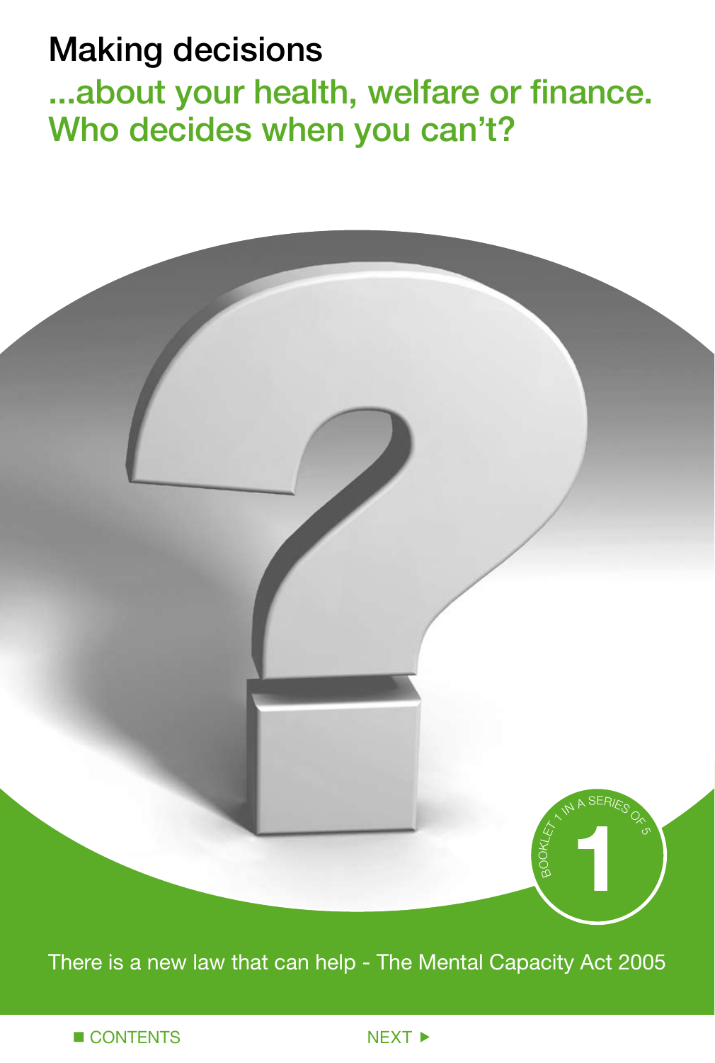# Making decisions

## ...about your health, welfare or finance. Who decides when you can't?

BOOKLET 1 IN A SERIES OF 5

1

There is a new law that can help - The Mental Capacity Act 2005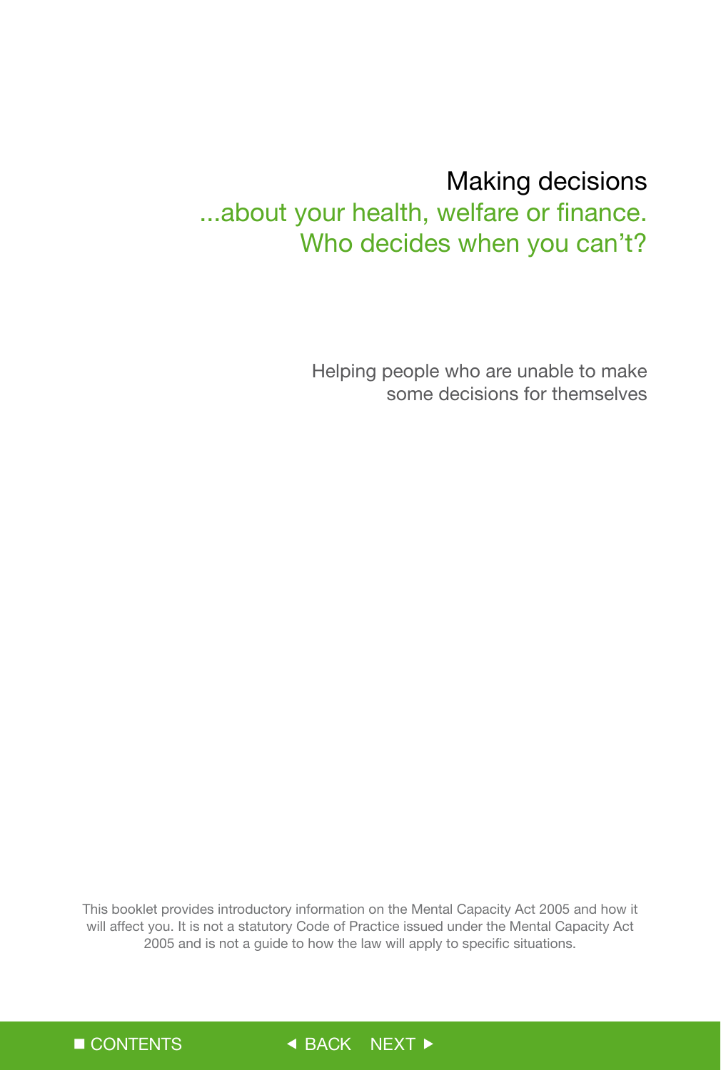# Making decisions

## ...about your health, welfare or finance. Who decides when you can't?

Helping people who are unable to make some decisions for themselves

This booklet provides introductory information on the Mental Capacity Act 2005 and how it will affect you. It is not a statutory Code of Practice issued under the Mental Capacity Act 2005 and is not a guide to how the law will apply to specific situations.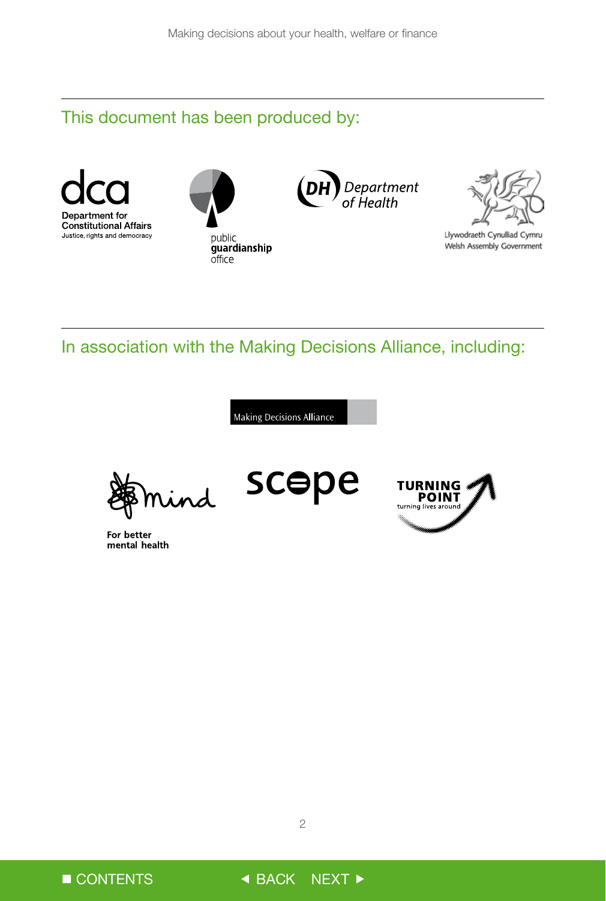## This document has been produced by:

dca
Department for Constitutional Affairs
Justice, rights and democracy

public guardianship office

DH Department of Health

Llywodraeth Cynulliad Cymru
Welsh Assembly Government

## In association with the Making Decisions Alliance, including:

Making Decisions Alliance

mind
For better mental health

scope

TURNING POINT
turning lives around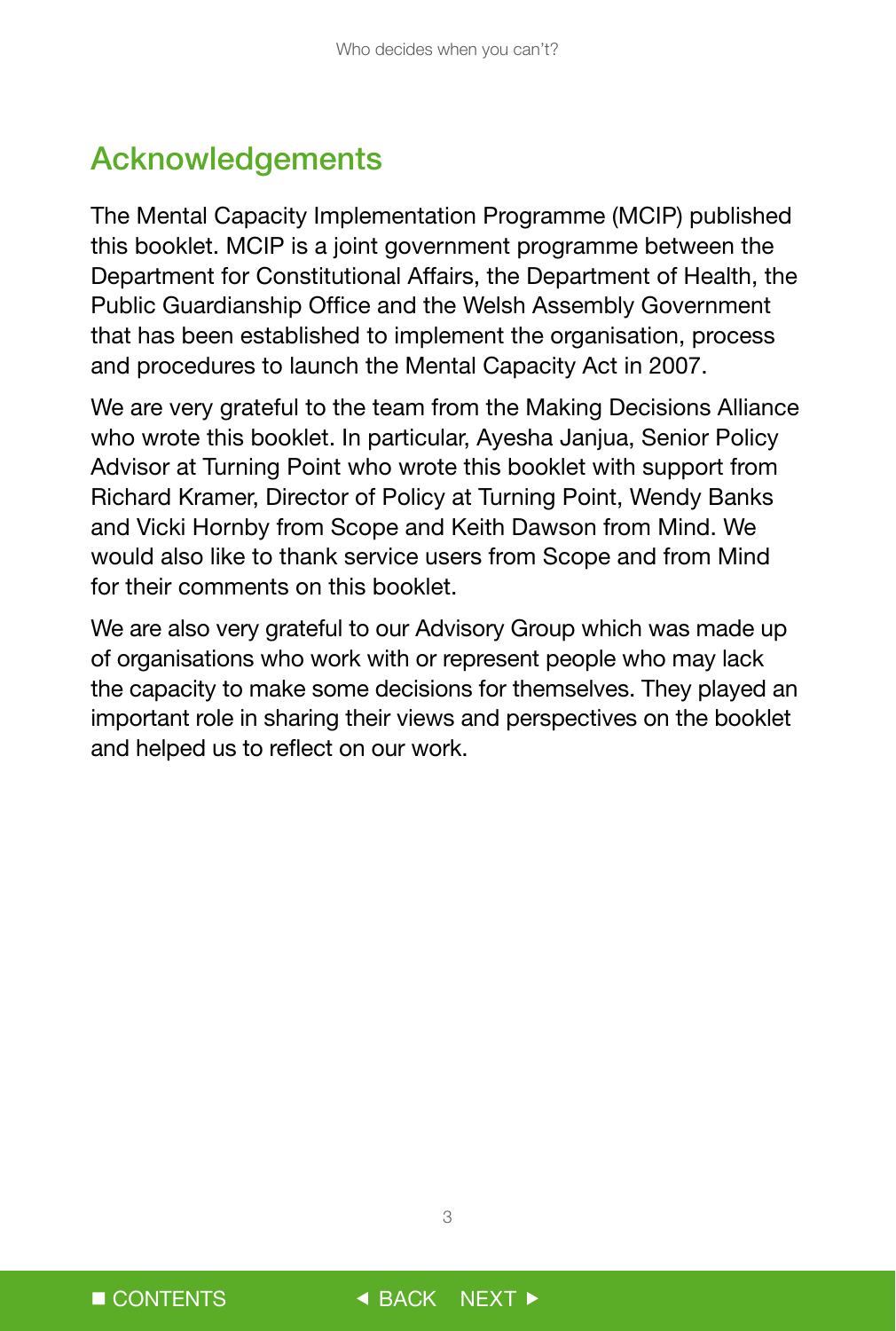## Acknowledgements

The Mental Capacity Implementation Programme (MCIP) published this booklet. MCIP is a joint government programme between the Department for Constitutional Affairs, the Department of Health, the Public Guardianship Office and the Welsh Assembly Government that has been established to implement the organisation, process and procedures to launch the Mental Capacity Act in 2007.

We are very grateful to the team from the Making Decisions Alliance who wrote this booklet. In particular, Ayesha Janjua, Senior Policy Advisor at Turning Point who wrote this booklet with support from Richard Kramer, Director of Policy at Turning Point, Wendy Banks and Vicki Hornby from Scope and Keith Dawson from Mind. We would also like to thank service users from Scope and from Mind for their comments on this booklet.

We are also very grateful to our Advisory Group which was made up of organisations who work with or represent people who may lack the capacity to make some decisions for themselves. They played an important role in sharing their views and perspectives on the booklet and helped us to reflect on our work.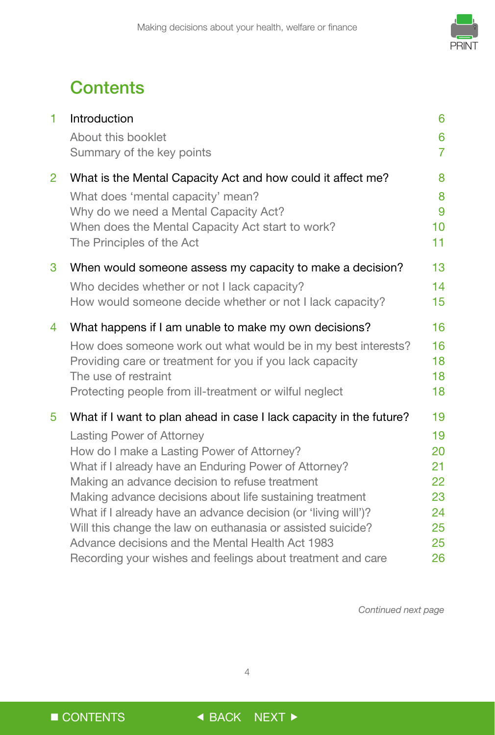# Contents

| | | |
|---|---|---|
| 1 | **Introduction** | 6 |
| | About this booklet | 6 |
| | Summary of the key points | 7 |
| 2 | **What is the Mental Capacity Act and how could it affect me?** | 8 |
| | What does 'mental capacity' mean? | 8 |
| | Why do we need a Mental Capacity Act? | 9 |
| | When does the Mental Capacity Act start to work? | 10 |
| | The Principles of the Act | 11 |
| 3 | **When would someone assess my capacity to make a decision?** | 13 |
| | Who decides whether or not I lack capacity? | 14 |
| | How would someone decide whether or not I lack capacity? | 15 |
| 4 | **What happens if I am unable to make my own decisions?** | 16 |
| | How does someone work out what would be in my best interests? | 16 |
| | Providing care or treatment for you if you lack capacity | 18 |
| | The use of restraint | 18 |
| | Protecting people from ill-treatment or wilful neglect | 18 |
| 5 | **What if I want to plan ahead in case I lack capacity in the future?** | 19 |
| | Lasting Power of Attorney | 19 |
| | How do I make a Lasting Power of Attorney? | 20 |
| | What if I already have an Enduring Power of Attorney? | 21 |
| | Making an advance decision to refuse treatment | 22 |
| | Making advance decisions about life sustaining treatment | 23 |
| | What if I already have an advance decision (or 'living will')? | 24 |
| | Will this change the law on euthanasia or assisted suicide? | 25 |
| | Advance decisions and the Mental Health Act 1983 | 25 |
| | Recording your wishes and feelings about treatment and care | 26 |

*Continued next page*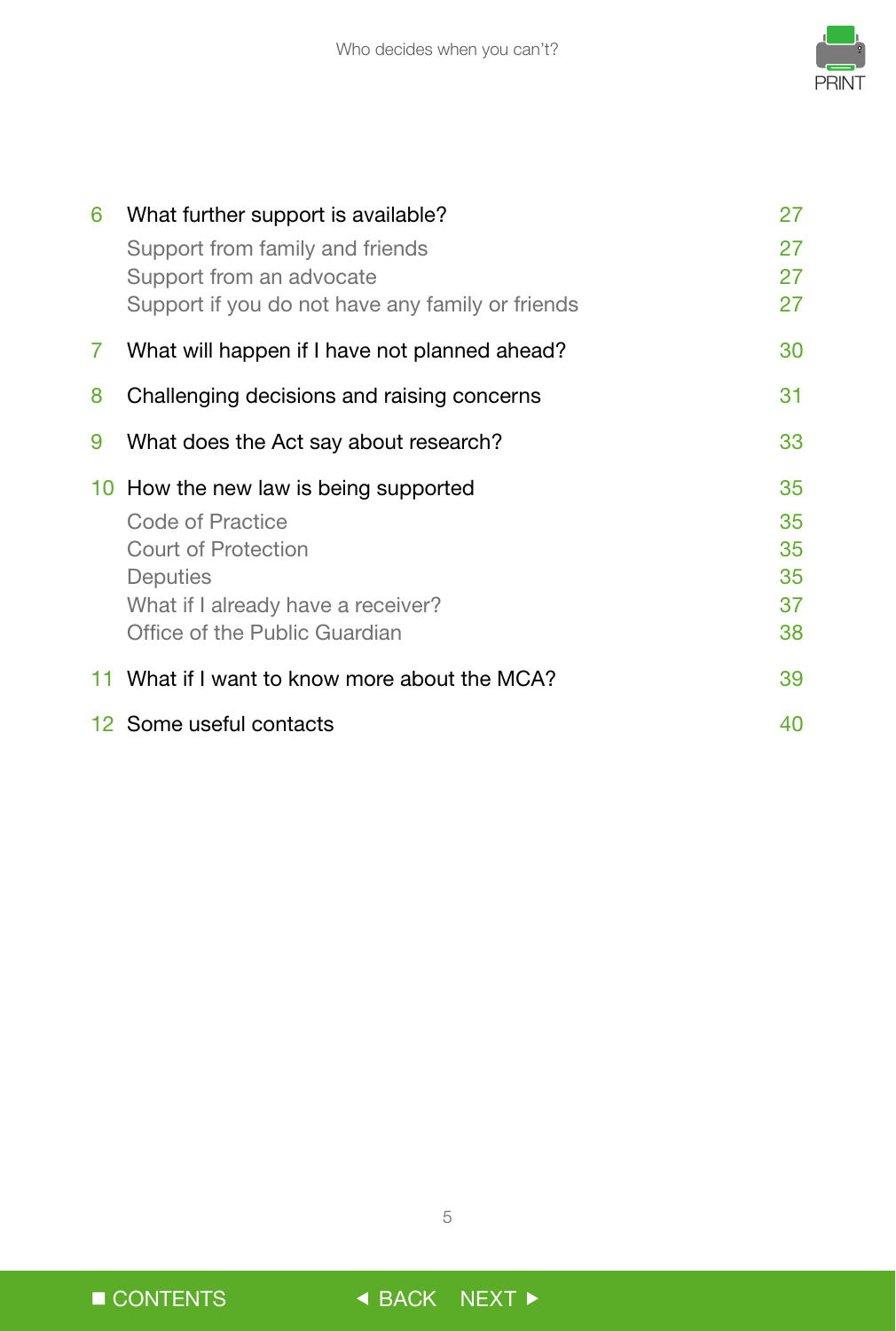| | | |
|---|---|---|
| 6 | What further support is available? | 27 |
| | Support from family and friends | 27 |
| | Support from an advocate | 27 |
| | Support if you do not have any family or friends | 27 |
| 7 | What will happen if I have not planned ahead? | 30 |
| 8 | Challenging decisions and raising concerns | 31 |
| 9 | What does the Act say about research? | 33 |
| 10 | How the new law is being supported | 35 |
| | Code of Practice | 35 |
| | Court of Protection | 35 |
| | Deputies | 35 |
| | What if I already have a receiver? | 37 |
| | Office of the Public Guardian | 38 |
| 11 | What if I want to know more about the MCA? | 39 |
| 12 | Some useful contacts | 40 |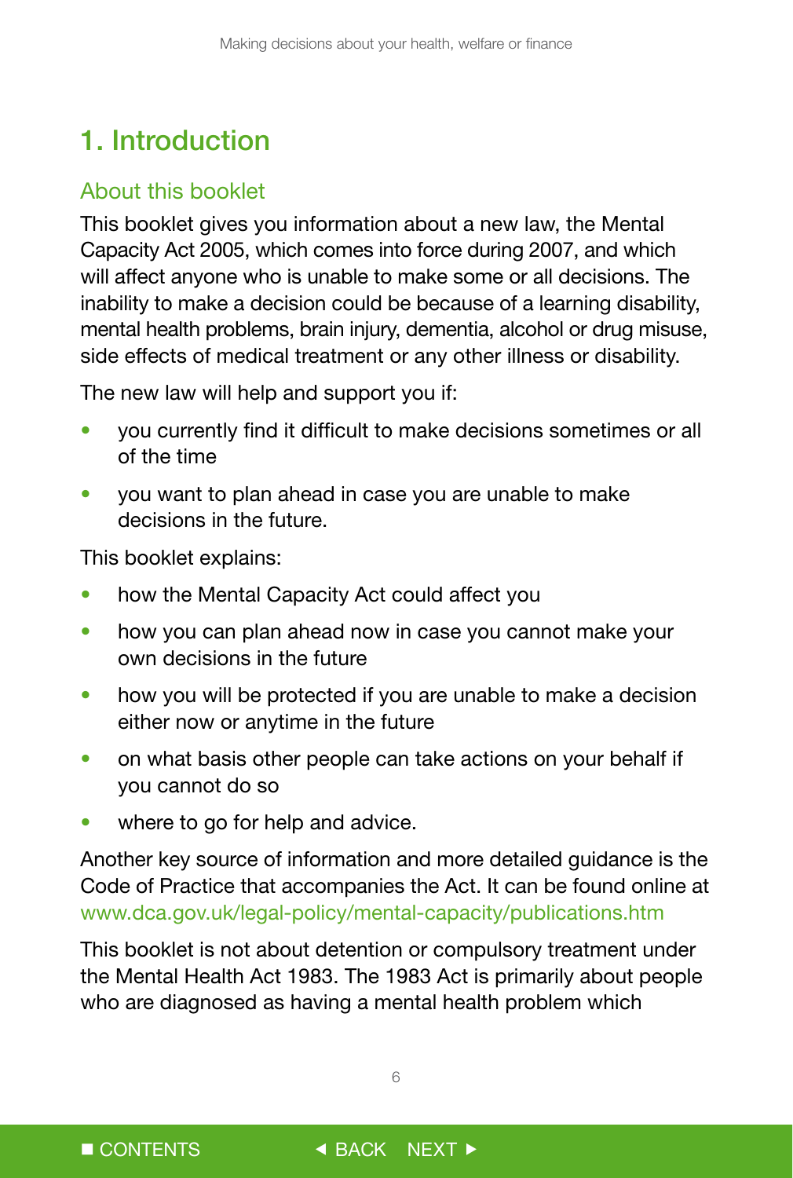# 1. Introduction

## About this booklet

This booklet gives you information about a new law, the Mental Capacity Act 2005, which comes into force during 2007, and which will affect anyone who is unable to make some or all decisions. The inability to make a decision could be because of a learning disability, mental health problems, brain injury, dementia, alcohol or drug misuse, side effects of medical treatment or any other illness or disability.

The new law will help and support you if:

- you currently find it difficult to make decisions sometimes or all of the time
- you want to plan ahead in case you are unable to make decisions in the future.

This booklet explains:

- how the Mental Capacity Act could affect you
- how you can plan ahead now in case you cannot make your own decisions in the future
- how you will be protected if you are unable to make a decision either now or anytime in the future
- on what basis other people can take actions on your behalf if you cannot do so
- where to go for help and advice.

Another key source of information and more detailed guidance is the Code of Practice that accompanies the Act. It can be found online at www.dca.gov.uk/legal-policy/mental-capacity/publications.htm

This booklet is not about detention or compulsory treatment under the Mental Health Act 1983. The 1983 Act is primarily about people who are diagnosed as having a mental health problem which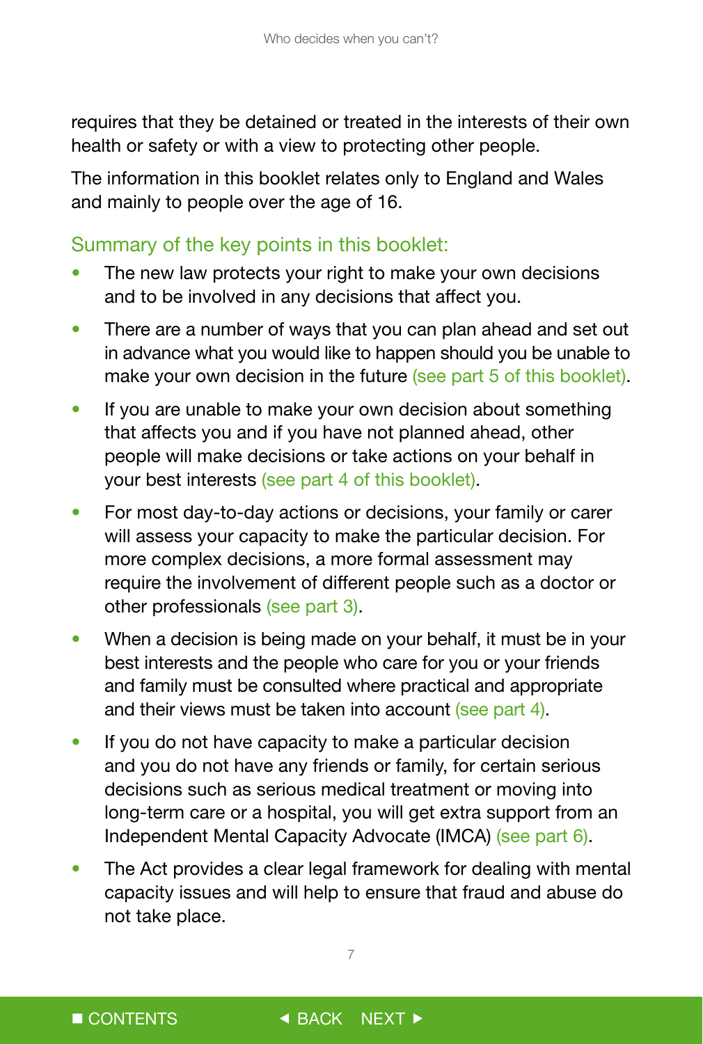requires that they be detained or treated in the interests of their own health or safety or with a view to protecting other people.

The information in this booklet relates only to England and Wales and mainly to people over the age of 16.

### Summary of the key points in this booklet:

- The new law protects your right to make your own decisions and to be involved in any decisions that affect you.
- There are a number of ways that you can plan ahead and set out in advance what you would like to happen should you be unable to make your own decision in the future (see part 5 of this booklet).
- If you are unable to make your own decision about something that affects you and if you have not planned ahead, other people will make decisions or take actions on your behalf in your best interests (see part 4 of this booklet).
- For most day-to-day actions or decisions, your family or carer will assess your capacity to make the particular decision. For more complex decisions, a more formal assessment may require the involvement of different people such as a doctor or other professionals (see part 3).
- When a decision is being made on your behalf, it must be in your best interests and the people who care for you or your friends and family must be consulted where practical and appropriate and their views must be taken into account (see part 4).
- If you do not have capacity to make a particular decision and you do not have any friends or family, for certain serious decisions such as serious medical treatment or moving into long-term care or a hospital, you will get extra support from an Independent Mental Capacity Advocate (IMCA) (see part 6).
- The Act provides a clear legal framework for dealing with mental capacity issues and will help to ensure that fraud and abuse do not take place.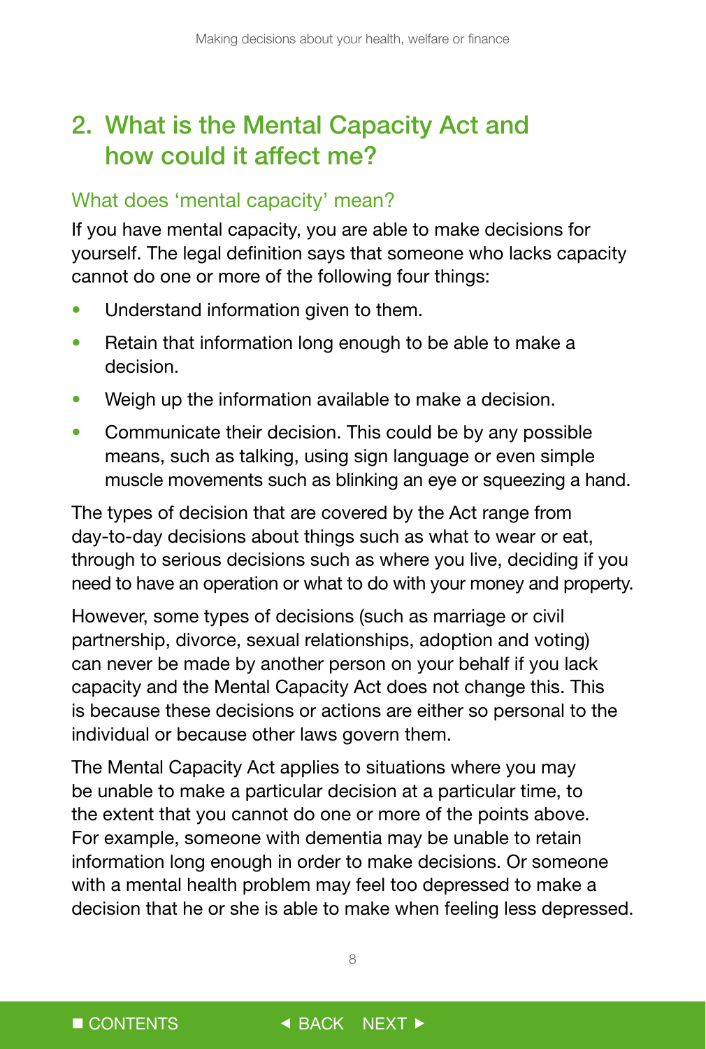## 2. What is the Mental Capacity Act and how could it affect me?

### What does 'mental capacity' mean?

If you have mental capacity, you are able to make decisions for yourself. The legal definition says that someone who lacks capacity cannot do one or more of the following four things:

- Understand information given to them.
- Retain that information long enough to be able to make a decision.
- Weigh up the information available to make a decision.
- Communicate their decision. This could be by any possible means, such as talking, using sign language or even simple muscle movements such as blinking an eye or squeezing a hand.

The types of decision that are covered by the Act range from day-to-day decisions about things such as what to wear or eat, through to serious decisions such as where you live, deciding if you need to have an operation or what to do with your money and property.

However, some types of decisions (such as marriage or civil partnership, divorce, sexual relationships, adoption and voting) can never be made by another person on your behalf if you lack capacity and the Mental Capacity Act does not change this. This is because these decisions or actions are either so personal to the individual or because other laws govern them.

The Mental Capacity Act applies to situations where you may be unable to make a particular decision at a particular time, to the extent that you cannot do one or more of the points above. For example, someone with dementia may be unable to retain information long enough in order to make decisions. Or someone with a mental health problem may feel too depressed to make a decision that he or she is able to make when feeling less depressed.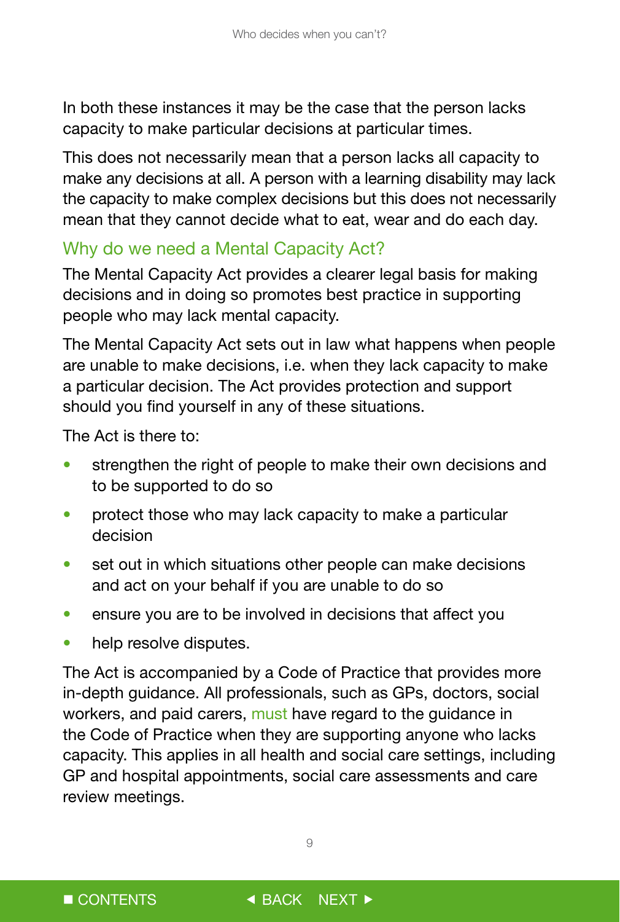In both these instances it may be the case that the person lacks capacity to make particular decisions at particular times.

This does not necessarily mean that a person lacks all capacity to make any decisions at all. A person with a learning disability may lack the capacity to make complex decisions but this does not necessarily mean that they cannot decide what to eat, wear and do each day.

## Why do we need a Mental Capacity Act?

The Mental Capacity Act provides a clearer legal basis for making decisions and in doing so promotes best practice in supporting people who may lack mental capacity.

The Mental Capacity Act sets out in law what happens when people are unable to make decisions, i.e. when they lack capacity to make a particular decision. The Act provides protection and support should you find yourself in any of these situations.

The Act is there to:

- strengthen the right of people to make their own decisions and to be supported to do so
- protect those who may lack capacity to make a particular decision
- set out in which situations other people can make decisions and act on your behalf if you are unable to do so
- ensure you are to be involved in decisions that affect you
- help resolve disputes.

The Act is accompanied by a Code of Practice that provides more in-depth guidance. All professionals, such as GPs, doctors, social workers, and paid carers, **must** have regard to the guidance in the Code of Practice when they are supporting anyone who lacks capacity. This applies in all health and social care settings, including GP and hospital appointments, social care assessments and care review meetings.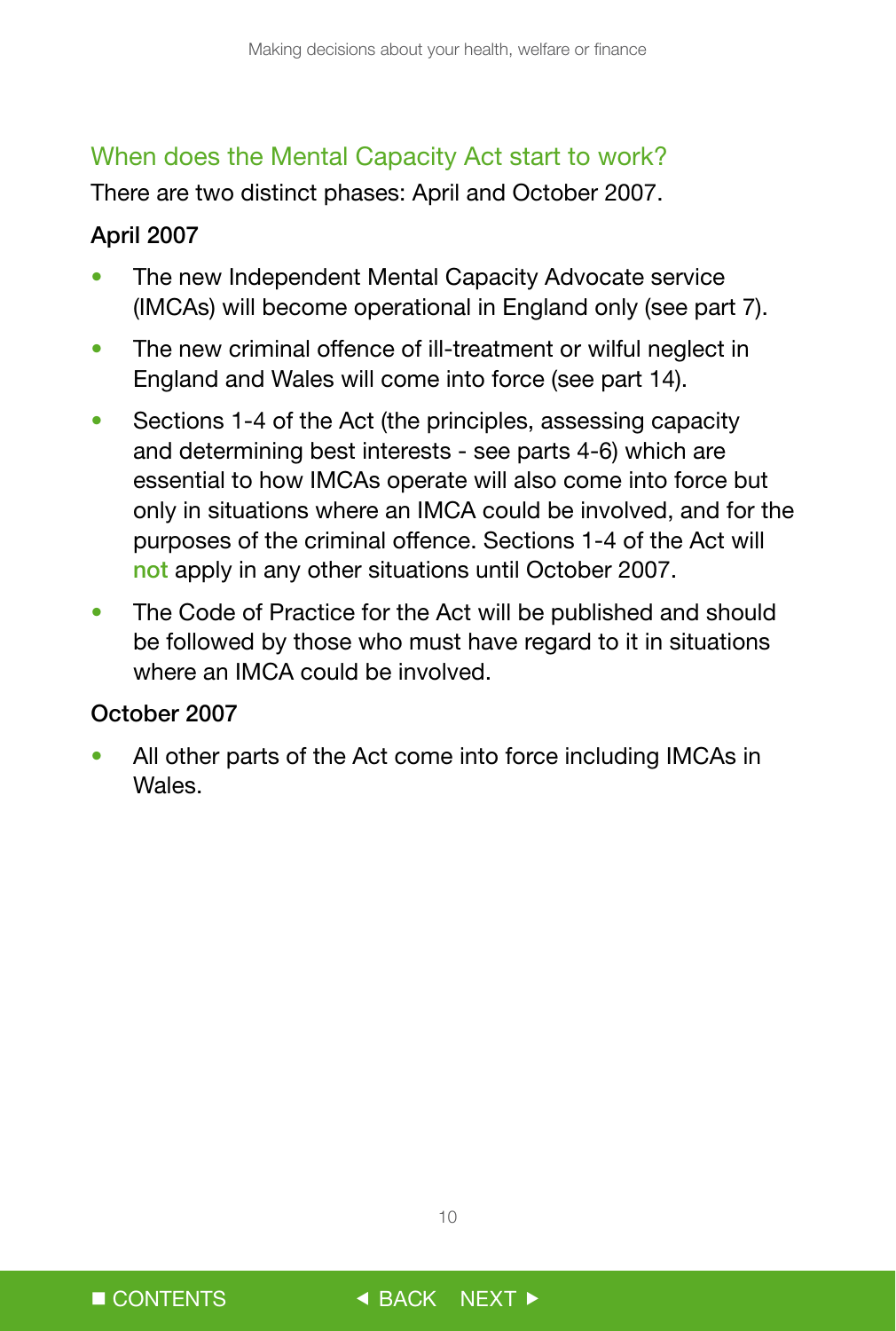## When does the Mental Capacity Act start to work?

There are two distinct phases: April and October 2007.

**April 2007**

- The new Independent Mental Capacity Advocate service (IMCAs) will become operational in England only (see part 7).
- The new criminal offence of ill-treatment or wilful neglect in England and Wales will come into force (see part 14).
- Sections 1-4 of the Act (the principles, assessing capacity and determining best interests - see parts 4-6) which are essential to how IMCAs operate will also come into force but only in situations where an IMCA could be involved, and for the purposes of the criminal offence. Sections 1-4 of the Act will **not** apply in any other situations until October 2007.
- The Code of Practice for the Act will be published and should be followed by those who must have regard to it in situations where an IMCA could be involved.

**October 2007**

- All other parts of the Act come into force including IMCAs in Wales.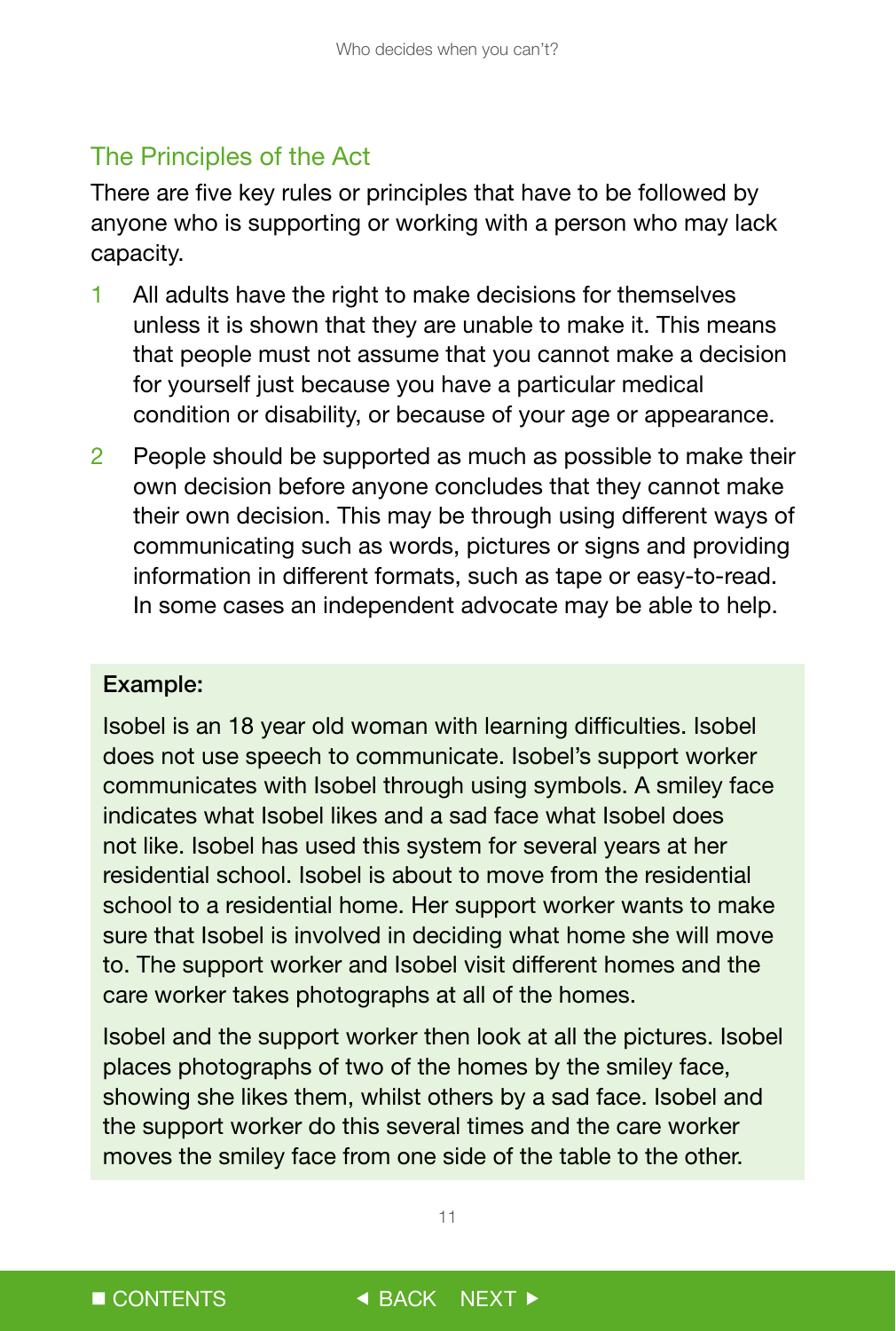## The Principles of the Act

There are five key rules or principles that have to be followed by anyone who is supporting or working with a person who may lack capacity.

1. All adults have the right to make decisions for themselves unless it is shown that they are unable to make it. This means that people must not assume that you cannot make a decision for yourself just because you have a particular medical condition or disability, or because of your age or appearance.
2. People should be supported as much as possible to make their own decision before anyone concludes that they cannot make their own decision. This may be through using different ways of communicating such as words, pictures or signs and providing information in different formats, such as tape or easy-to-read. In some cases an independent advocate may be able to help.

**Example:**

Isobel is an 18 year old woman with learning difficulties. Isobel does not use speech to communicate. Isobel's support worker communicates with Isobel through using symbols. A smiley face indicates what Isobel likes and a sad face what Isobel does not like. Isobel has used this system for several years at her residential school. Isobel is about to move from the residential school to a residential home. Her support worker wants to make sure that Isobel is involved in deciding what home she will move to. The support worker and Isobel visit different homes and the care worker takes photographs at all of the homes.

Isobel and the support worker then look at all the pictures. Isobel places photographs of two of the homes by the smiley face, showing she likes them, whilst others by a sad face. Isobel and the support worker do this several times and the care worker moves the smiley face from one side of the table to the other.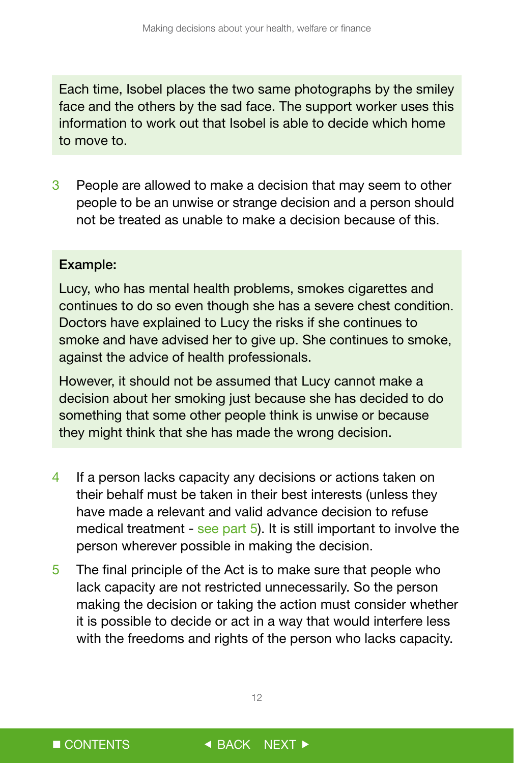Each time, Isobel places the two same photographs by the smiley face and the others by the sad face. The support worker uses this information to work out that Isobel is able to decide which home to move to.

3. People are allowed to make a decision that may seem to other people to be an unwise or strange decision and a person should not be treated as unable to make a decision because of this.

**Example:**

Lucy, who has mental health problems, smokes cigarettes and continues to do so even though she has a severe chest condition. Doctors have explained to Lucy the risks if she continues to smoke and have advised her to give up. She continues to smoke, against the advice of health professionals.

However, it should not be assumed that Lucy cannot make a decision about her smoking just because she has decided to do something that some other people think is unwise or because they might think that she has made the wrong decision.

4. If a person lacks capacity any decisions or actions taken on their behalf must be taken in their best interests (unless they have made a relevant and valid advance decision to refuse medical treatment - see part 5). It is still important to involve the person wherever possible in making the decision.

5. The final principle of the Act is to make sure that people who lack capacity are not restricted unnecessarily. So the person making the decision or taking the action must consider whether it is possible to decide or act in a way that would interfere less with the freedoms and rights of the person who lacks capacity.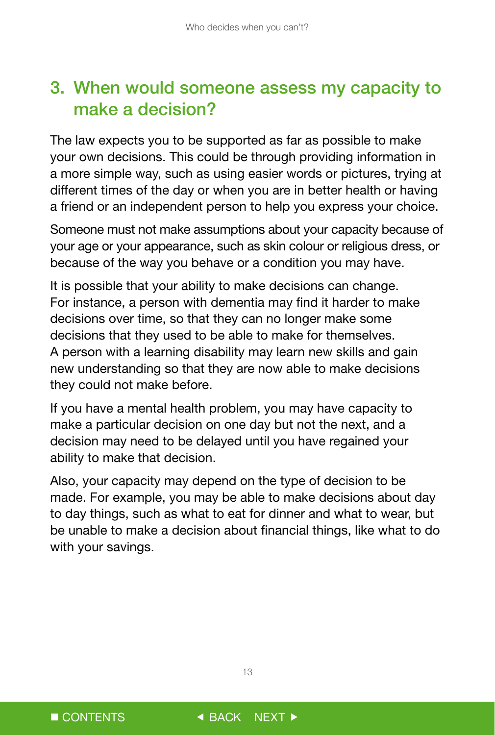## 3. When would someone assess my capacity to make a decision?

The law expects you to be supported as far as possible to make your own decisions. This could be through providing information in a more simple way, such as using easier words or pictures, trying at different times of the day or when you are in better health or having a friend or an independent person to help you express your choice.

Someone must not make assumptions about your capacity because of your age or your appearance, such as skin colour or religious dress, or because of the way you behave or a condition you may have.

It is possible that your ability to make decisions can change. For instance, a person with dementia may find it harder to make decisions over time, so that they can no longer make some decisions that they used to be able to make for themselves. A person with a learning disability may learn new skills and gain new understanding so that they are now able to make decisions they could not make before.

If you have a mental health problem, you may have capacity to make a particular decision on one day but not the next, and a decision may need to be delayed until you have regained your ability to make that decision.

Also, your capacity may depend on the type of decision to be made. For example, you may be able to make decisions about day to day things, such as what to eat for dinner and what to wear, but be unable to make a decision about financial things, like what to do with your savings.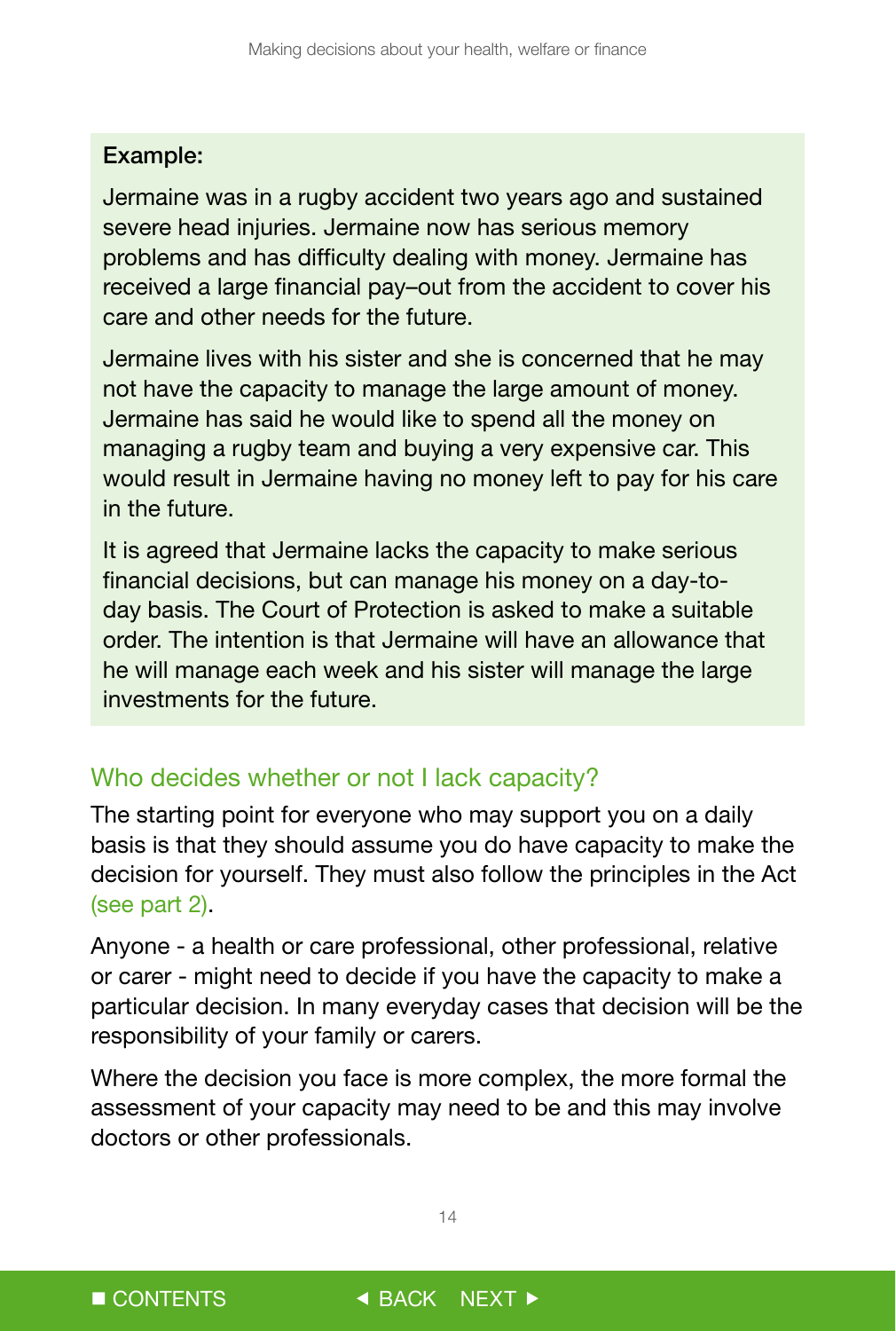**Example:**

Jermaine was in a rugby accident two years ago and sustained severe head injuries. Jermaine now has serious memory problems and has difficulty dealing with money. Jermaine has received a large financial pay–out from the accident to cover his care and other needs for the future.

Jermaine lives with his sister and she is concerned that he may not have the capacity to manage the large amount of money. Jermaine has said he would like to spend all the money on managing a rugby team and buying a very expensive car. This would result in Jermaine having no money left to pay for his care in the future.

It is agreed that Jermaine lacks the capacity to make serious financial decisions, but can manage his money on a day-to-day basis. The Court of Protection is asked to make a suitable order. The intention is that Jermaine will have an allowance that he will manage each week and his sister will manage the large investments for the future.

## Who decides whether or not I lack capacity?

The starting point for everyone who may support you on a daily basis is that they should assume you do have capacity to make the decision for yourself. They must also follow the principles in the Act (see part 2).

Anyone - a health or care professional, other professional, relative or carer - might need to decide if you have the capacity to make a particular decision. In many everyday cases that decision will be the responsibility of your family or carers.

Where the decision you face is more complex, the more formal the assessment of your capacity may need to be and this may involve doctors or other professionals.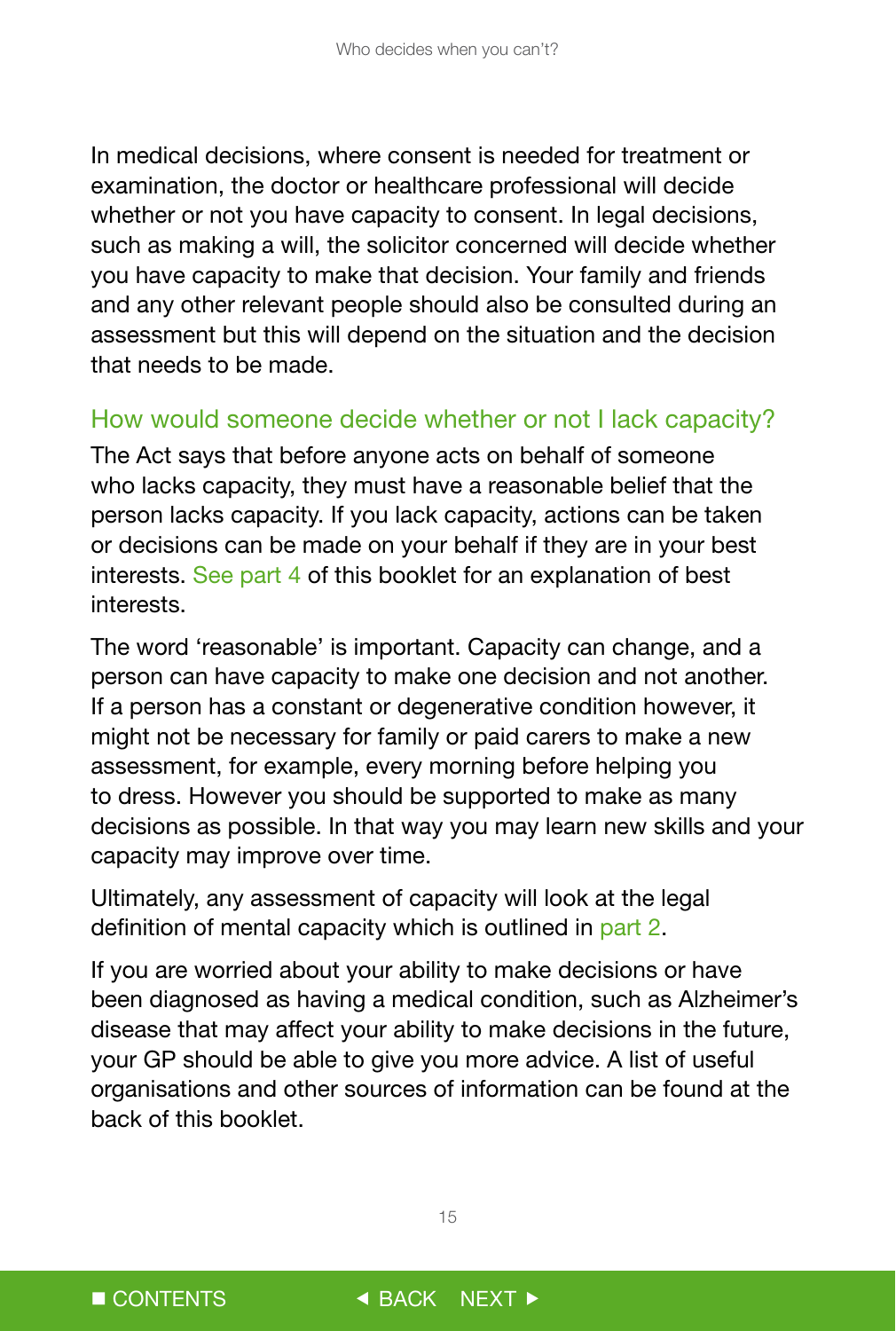In medical decisions, where consent is needed for treatment or examination, the doctor or healthcare professional will decide whether or not you have capacity to consent. In legal decisions, such as making a will, the solicitor concerned will decide whether you have capacity to make that decision. Your family and friends and any other relevant people should also be consulted during an assessment but this will depend on the situation and the decision that needs to be made.

## How would someone decide whether or not I lack capacity?

The Act says that before anyone acts on behalf of someone who lacks capacity, they must have a reasonable belief that the person lacks capacity. If you lack capacity, actions can be taken or decisions can be made on your behalf if they are in your best interests. See part 4 of this booklet for an explanation of best interests.

The word 'reasonable' is important. Capacity can change, and a person can have capacity to make one decision and not another. If a person has a constant or degenerative condition however, it might not be necessary for family or paid carers to make a new assessment, for example, every morning before helping you to dress. However you should be supported to make as many decisions as possible. In that way you may learn new skills and your capacity may improve over time.

Ultimately, any assessment of capacity will look at the legal definition of mental capacity which is outlined in part 2.

If you are worried about your ability to make decisions or have been diagnosed as having a medical condition, such as Alzheimer's disease that may affect your ability to make decisions in the future, your GP should be able to give you more advice. A list of useful organisations and other sources of information can be found at the back of this booklet.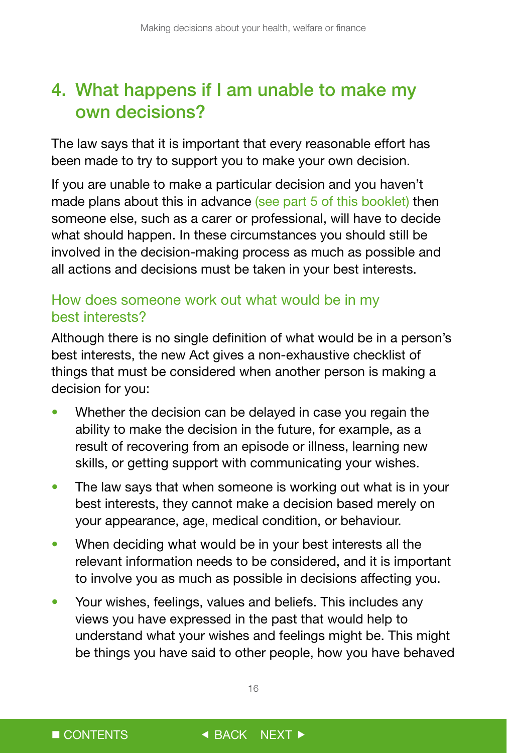## 4. What happens if I am unable to make my own decisions?

The law says that it is important that every reasonable effort has been made to try to support you to make your own decision.

If you are unable to make a particular decision and you haven't made plans about this in advance (see part 5 of this booklet) then someone else, such as a carer or professional, will have to decide what should happen. In these circumstances you should still be involved in the decision-making process as much as possible and all actions and decisions must be taken in your best interests.

### How does someone work out what would be in my best interests?

Although there is no single definition of what would be in a person's best interests, the new Act gives a non-exhaustive checklist of things that must be considered when another person is making a decision for you:

- Whether the decision can be delayed in case you regain the ability to make the decision in the future, for example, as a result of recovering from an episode or illness, learning new skills, or getting support with communicating your wishes.
- The law says that when someone is working out what is in your best interests, they cannot make a decision based merely on your appearance, age, medical condition, or behaviour.
- When deciding what would be in your best interests all the relevant information needs to be considered, and it is important to involve you as much as possible in decisions affecting you.
- Your wishes, feelings, values and beliefs. This includes any views you have expressed in the past that would help to understand what your wishes and feelings might be. This might be things you have said to other people, how you have behaved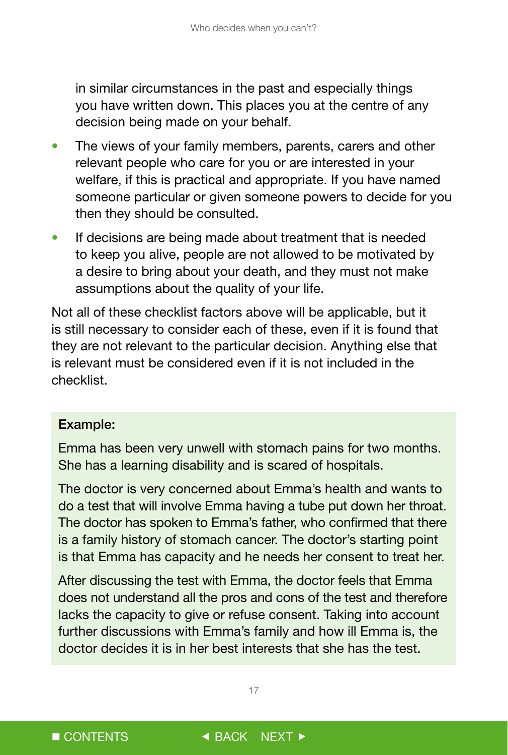in similar circumstances in the past and especially things you have written down. This places you at the centre of any decision being made on your behalf.

- The views of your family members, parents, carers and other relevant people who care for you or are interested in your welfare, if this is practical and appropriate. If you have named someone particular or given someone powers to decide for you then they should be consulted.
- If decisions are being made about treatment that is needed to keep you alive, people are not allowed to be motivated by a desire to bring about your death, and they must not make assumptions about the quality of your life.

Not all of these checklist factors above will be applicable, but it is still necessary to consider each of these, even if it is found that they are not relevant to the particular decision. Anything else that is relevant must be considered even if it is not included in the checklist.

**Example:**

Emma has been very unwell with stomach pains for two months. She has a learning disability and is scared of hospitals.

The doctor is very concerned about Emma's health and wants to do a test that will involve Emma having a tube put down her throat. The doctor has spoken to Emma's father, who confirmed that there is a family history of stomach cancer. The doctor's starting point is that Emma has capacity and he needs her consent to treat her.

After discussing the test with Emma, the doctor feels that Emma does not understand all the pros and cons of the test and therefore lacks the capacity to give or refuse consent. Taking into account further discussions with Emma's family and how ill Emma is, the doctor decides it is in her best interests that she has the test.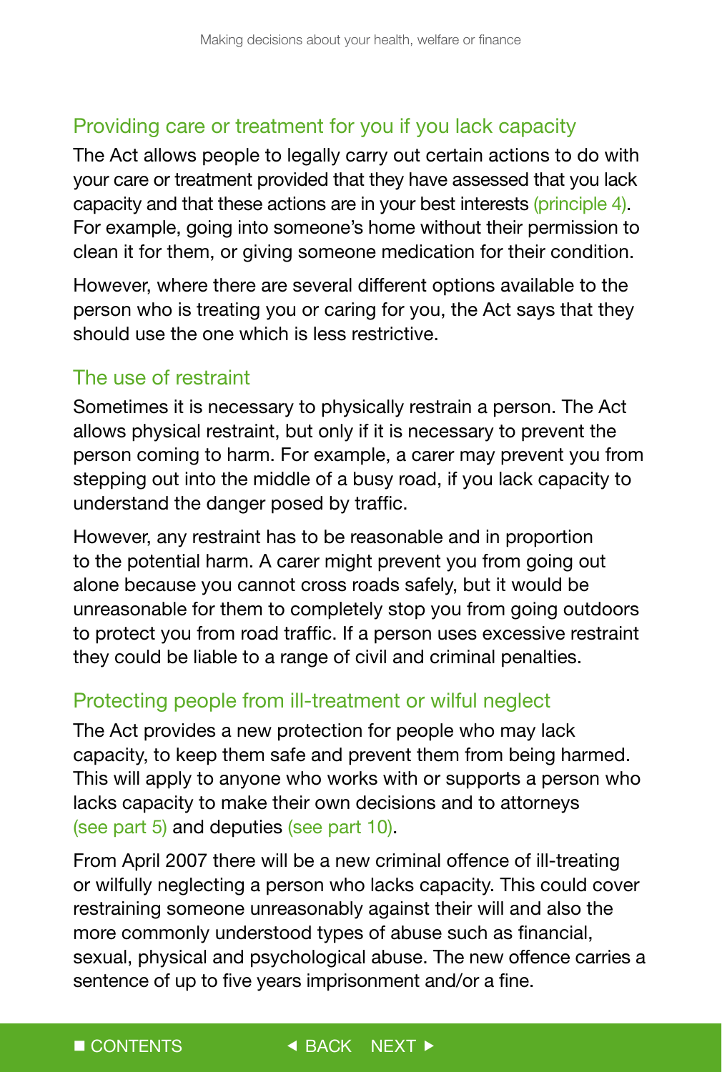## Providing care or treatment for you if you lack capacity

The Act allows people to legally carry out certain actions to do with your care or treatment provided that they have assessed that you lack capacity and that these actions are in your best interests (principle 4). For example, going into someone's home without their permission to clean it for them, or giving someone medication for their condition.

However, where there are several different options available to the person who is treating you or caring for you, the Act says that they should use the one which is less restrictive.

## The use of restraint

Sometimes it is necessary to physically restrain a person. The Act allows physical restraint, but only if it is necessary to prevent the person coming to harm. For example, a carer may prevent you from stepping out into the middle of a busy road, if you lack capacity to understand the danger posed by traffic.

However, any restraint has to be reasonable and in proportion to the potential harm. A carer might prevent you from going out alone because you cannot cross roads safely, but it would be unreasonable for them to completely stop you from going outdoors to protect you from road traffic. If a person uses excessive restraint they could be liable to a range of civil and criminal penalties.

## Protecting people from ill-treatment or wilful neglect

The Act provides a new protection for people who may lack capacity, to keep them safe and prevent them from being harmed. This will apply to anyone who works with or supports a person who lacks capacity to make their own decisions and to attorneys (see part 5) and deputies (see part 10).

From April 2007 there will be a new criminal offence of ill-treating or wilfully neglecting a person who lacks capacity. This could cover restraining someone unreasonably against their will and also the more commonly understood types of abuse such as financial, sexual, physical and psychological abuse. The new offence carries a sentence of up to five years imprisonment and/or a fine.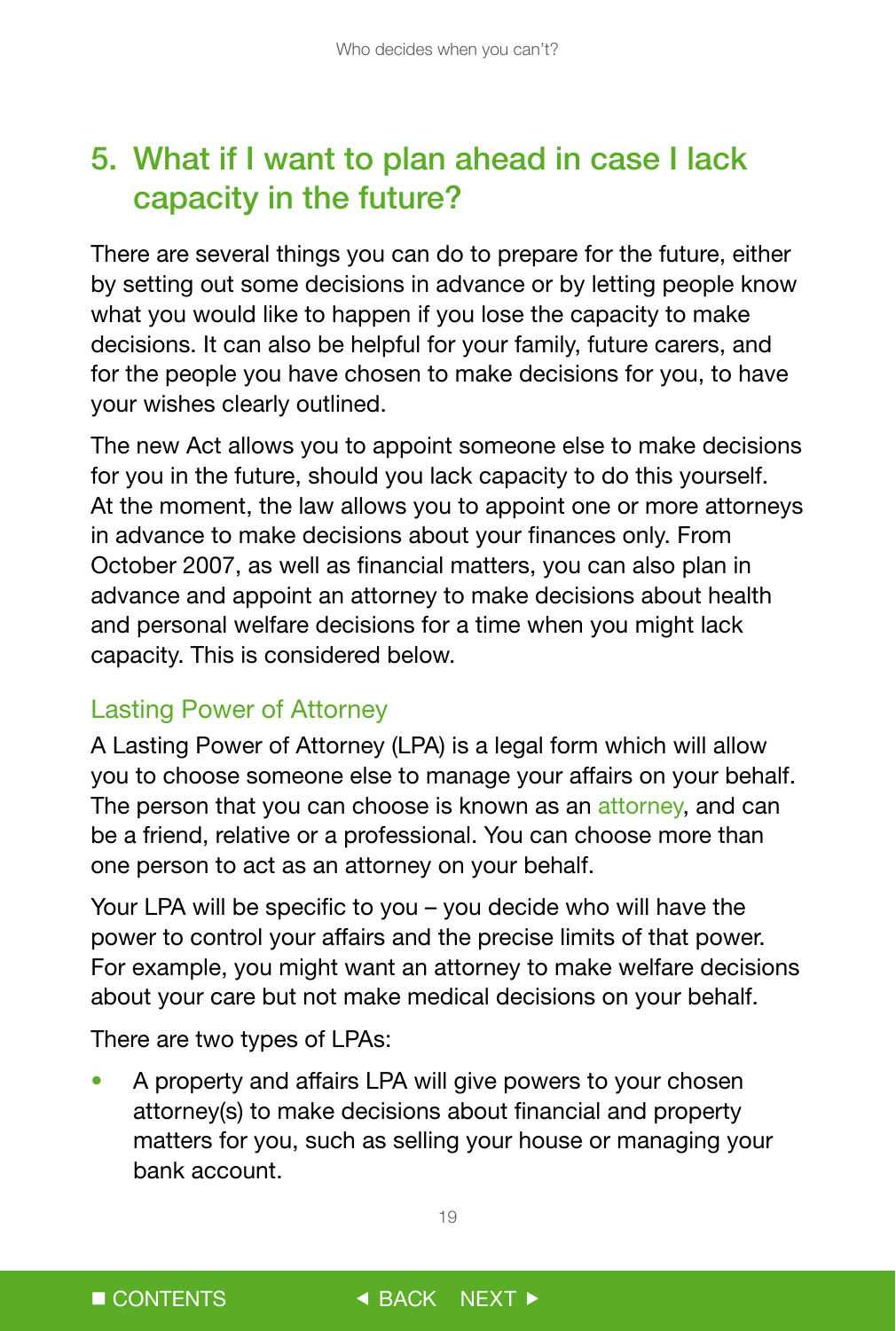## 5. What if I want to plan ahead in case I lack capacity in the future?

There are several things you can do to prepare for the future, either by setting out some decisions in advance or by letting people know what you would like to happen if you lose the capacity to make decisions. It can also be helpful for your family, future carers, and for the people you have chosen to make decisions for you, to have your wishes clearly outlined.

The new Act allows you to appoint someone else to make decisions for you in the future, should you lack capacity to do this yourself. At the moment, the law allows you to appoint one or more attorneys in advance to make decisions about your finances only. From October 2007, as well as financial matters, you can also plan in advance and appoint an attorney to make decisions about health and personal welfare decisions for a time when you might lack capacity. This is considered below.

### Lasting Power of Attorney

A Lasting Power of Attorney (LPA) is a legal form which will allow you to choose someone else to manage your affairs on your behalf. The person that you can choose is known as an attorney, and can be a friend, relative or a professional. You can choose more than one person to act as an attorney on your behalf.

Your LPA will be specific to you – you decide who will have the power to control your affairs and the precise limits of that power. For example, you might want an attorney to make welfare decisions about your care but not make medical decisions on your behalf.

There are two types of LPAs:

- A property and affairs LPA will give powers to your chosen attorney(s) to make decisions about financial and property matters for you, such as selling your house or managing your bank account.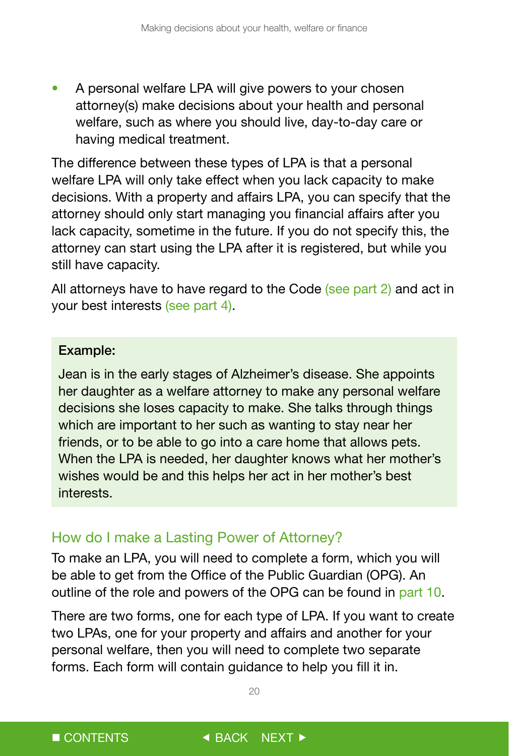- A personal welfare LPA will give powers to your chosen attorney(s) make decisions about your health and personal welfare, such as where you should live, day-to-day care or having medical treatment.

The difference between these types of LPA is that a personal welfare LPA will only take effect when you lack capacity to make decisions. With a property and affairs LPA, you can specify that the attorney should only start managing you financial affairs after you lack capacity, sometime in the future. If you do not specify this, the attorney can start using the LPA after it is registered, but while you still have capacity.

All attorneys have to have regard to the Code (see part 2) and act in your best interests (see part 4).

> **Example:**
>
> Jean is in the early stages of Alzheimer's disease. She appoints her daughter as a welfare attorney to make any personal welfare decisions she loses capacity to make. She talks through things which are important to her such as wanting to stay near her friends, or to be able to go into a care home that allows pets. When the LPA is needed, her daughter knows what her mother's wishes would be and this helps her act in her mother's best interests.

## How do I make a Lasting Power of Attorney?

To make an LPA, you will need to complete a form, which you will be able to get from the Office of the Public Guardian (OPG). An outline of the role and powers of the OPG can be found in part 10.

There are two forms, one for each type of LPA. If you want to create two LPAs, one for your property and affairs and another for your personal welfare, then you will need to complete two separate forms. Each form will contain guidance to help you fill it in.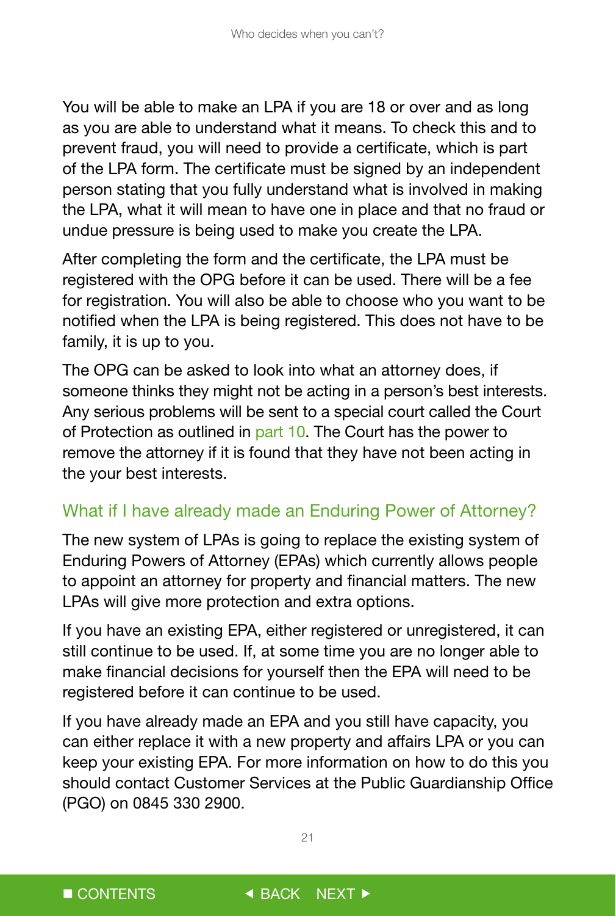You will be able to make an LPA if you are 18 or over and as long as you are able to understand what it means. To check this and to prevent fraud, you will need to provide a certificate, which is part of the LPA form. The certificate must be signed by an independent person stating that you fully understand what is involved in making the LPA, what it will mean to have one in place and that no fraud or undue pressure is being used to make you create the LPA.

After completing the form and the certificate, the LPA must be registered with the OPG before it can be used. There will be a fee for registration. You will also be able to choose who you want to be notified when the LPA is being registered. This does not have to be family, it is up to you.

The OPG can be asked to look into what an attorney does, if someone thinks they might not be acting in a person's best interests. Any serious problems will be sent to a special court called the Court of Protection as outlined in part 10. The Court has the power to remove the attorney if it is found that they have not been acting in the your best interests.

## What if I have already made an Enduring Power of Attorney?

The new system of LPAs is going to replace the existing system of Enduring Powers of Attorney (EPAs) which currently allows people to appoint an attorney for property and financial matters. The new LPAs will give more protection and extra options.

If you have an existing EPA, either registered or unregistered, it can still continue to be used. If, at some time you are no longer able to make financial decisions for yourself then the EPA will need to be registered before it can continue to be used.

If you have already made an EPA and you still have capacity, you can either replace it with a new property and affairs LPA or you can keep your existing EPA. For more information on how to do this you should contact Customer Services at the Public Guardianship Office (PGO) on 0845 330 2900.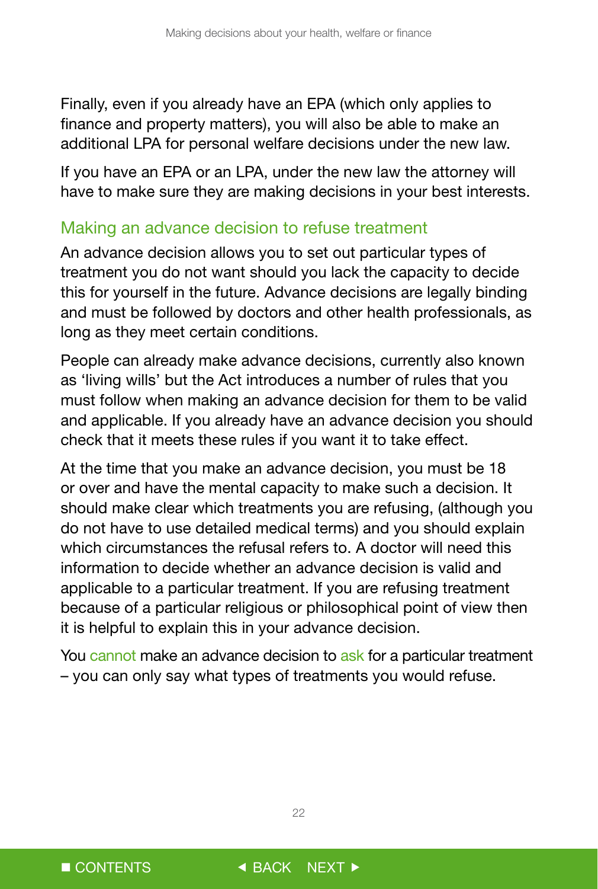Finally, even if you already have an EPA (which only applies to finance and property matters), you will also be able to make an additional LPA for personal welfare decisions under the new law.

If you have an EPA or an LPA, under the new law the attorney will have to make sure they are making decisions in your best interests.

## Making an advance decision to refuse treatment

An advance decision allows you to set out particular types of treatment you do not want should you lack the capacity to decide this for yourself in the future. Advance decisions are legally binding and must be followed by doctors and other health professionals, as long as they meet certain conditions.

People can already make advance decisions, currently also known as 'living wills' but the Act introduces a number of rules that you must follow when making an advance decision for them to be valid and applicable. If you already have an advance decision you should check that it meets these rules if you want it to take effect.

At the time that you make an advance decision, you must be 18 or over and have the mental capacity to make such a decision. It should make clear which treatments you are refusing, (although you do not have to use detailed medical terms) and you should explain which circumstances the refusal refers to. A doctor will need this information to decide whether an advance decision is valid and applicable to a particular treatment. If you are refusing treatment because of a particular religious or philosophical point of view then it is helpful to explain this in your advance decision.

You **cannot** make an advance decision to **ask** for a particular treatment – you can only say what types of treatments you would refuse.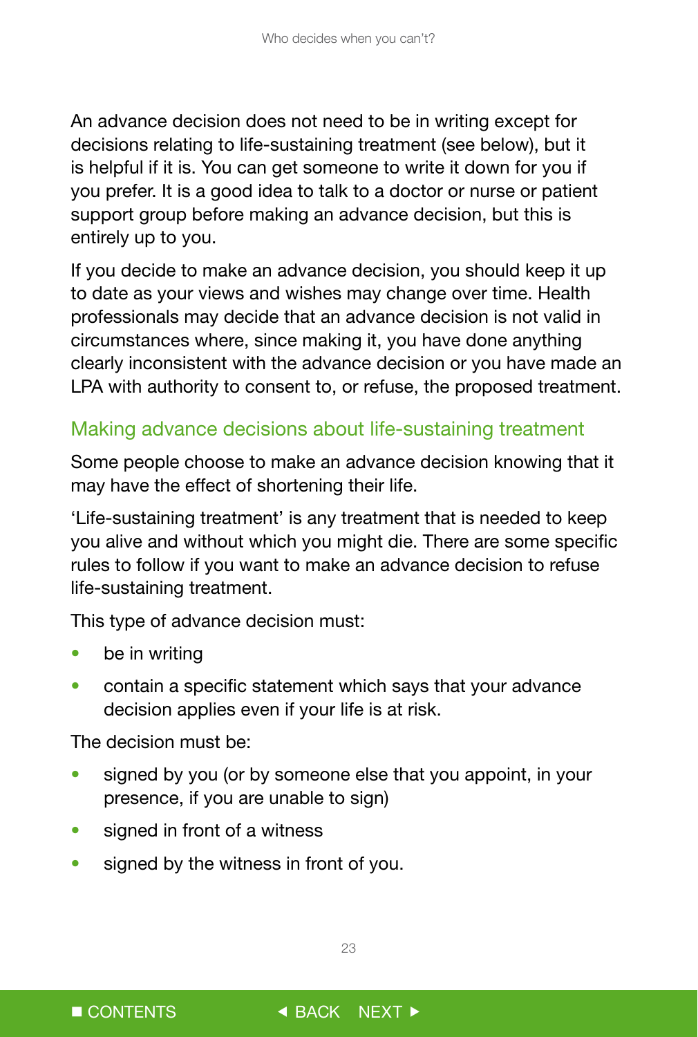An advance decision does not need to be in writing except for decisions relating to life-sustaining treatment (see below), but it is helpful if it is. You can get someone to write it down for you if you prefer. It is a good idea to talk to a doctor or nurse or patient support group before making an advance decision, but this is entirely up to you.

If you decide to make an advance decision, you should keep it up to date as your views and wishes may change over time. Health professionals may decide that an advance decision is not valid in circumstances where, since making it, you have done anything clearly inconsistent with the advance decision or you have made an LPA with authority to consent to, or refuse, the proposed treatment.

## Making advance decisions about life-sustaining treatment

Some people choose to make an advance decision knowing that it may have the effect of shortening their life.

'Life-sustaining treatment' is any treatment that is needed to keep you alive and without which you might die. There are some specific rules to follow if you want to make an advance decision to refuse life-sustaining treatment.

This type of advance decision must:

- be in writing
- contain a specific statement which says that your advance decision applies even if your life is at risk.

The decision must be:

- signed by you (or by someone else that you appoint, in your presence, if you are unable to sign)
- signed in front of a witness
- signed by the witness in front of you.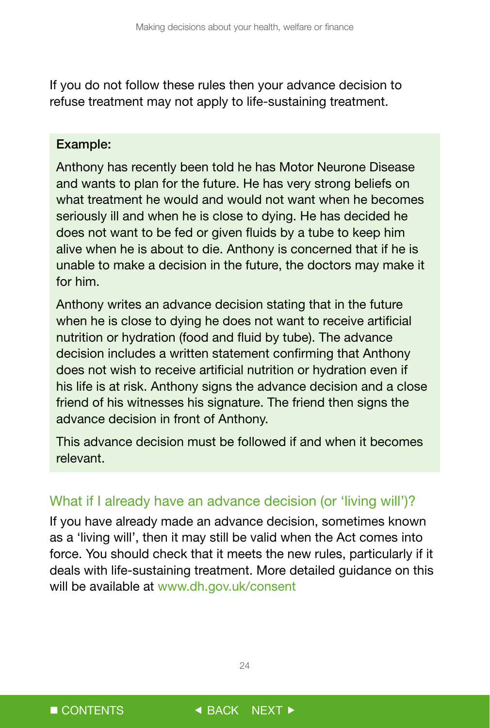If you do not follow these rules then your advance decision to refuse treatment may not apply to life-sustaining treatment.

**Example:**

Anthony has recently been told he has Motor Neurone Disease and wants to plan for the future. He has very strong beliefs on what treatment he would and would not want when he becomes seriously ill and when he is close to dying. He has decided he does not want to be fed or given fluids by a tube to keep him alive when he is about to die. Anthony is concerned that if he is unable to make a decision in the future, the doctors may make it for him.

Anthony writes an advance decision stating that in the future when he is close to dying he does not want to receive artificial nutrition or hydration (food and fluid by tube). The advance decision includes a written statement confirming that Anthony does not wish to receive artificial nutrition or hydration even if his life is at risk. Anthony signs the advance decision and a close friend of his witnesses his signature. The friend then signs the advance decision in front of Anthony.

This advance decision must be followed if and when it becomes relevant.

## What if I already have an advance decision (or 'living will')?

If you have already made an advance decision, sometimes known as a 'living will', then it may still be valid when the Act comes into force. You should check that it meets the new rules, particularly if it deals with life-sustaining treatment. More detailed guidance on this will be available at www.dh.gov.uk/consent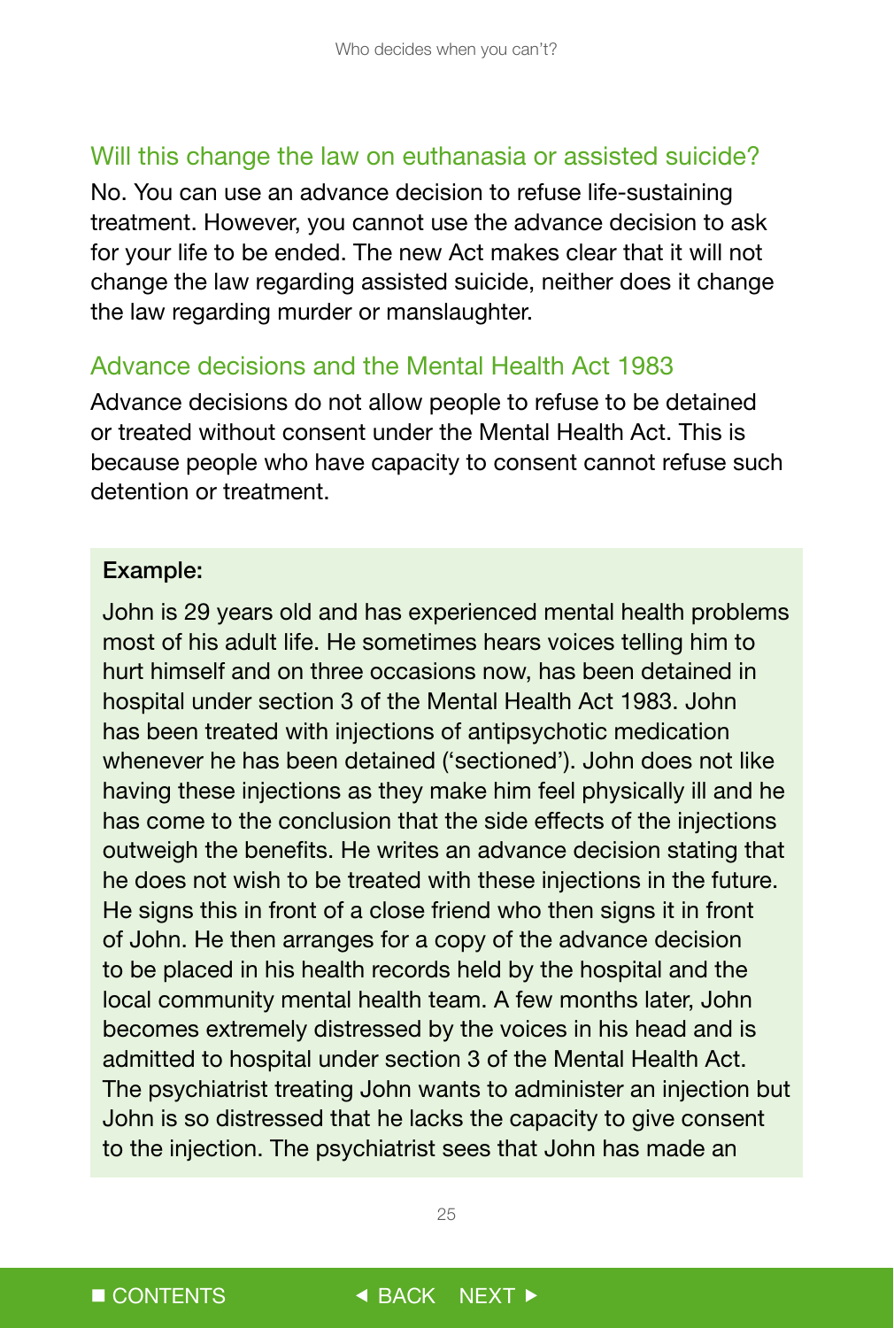## Will this change the law on euthanasia or assisted suicide?

No. You can use an advance decision to refuse life-sustaining treatment. However, you cannot use the advance decision to ask for your life to be ended. The new Act makes clear that it will not change the law regarding assisted suicide, neither does it change the law regarding murder or manslaughter.

## Advance decisions and the Mental Health Act 1983

Advance decisions do not allow people to refuse to be detained or treated without consent under the Mental Health Act. This is because people who have capacity to consent cannot refuse such detention or treatment.

**Example:**

John is 29 years old and has experienced mental health problems most of his adult life. He sometimes hears voices telling him to hurt himself and on three occasions now, has been detained in hospital under section 3 of the Mental Health Act 1983. John has been treated with injections of antipsychotic medication whenever he has been detained ('sectioned'). John does not like having these injections as they make him feel physically ill and he has come to the conclusion that the side effects of the injections outweigh the benefits. He writes an advance decision stating that he does not wish to be treated with these injections in the future. He signs this in front of a close friend who then signs it in front of John. He then arranges for a copy of the advance decision to be placed in his health records held by the hospital and the local community mental health team. A few months later, John becomes extremely distressed by the voices in his head and is admitted to hospital under section 3 of the Mental Health Act. The psychiatrist treating John wants to administer an injection but John is so distressed that he lacks the capacity to give consent to the injection. The psychiatrist sees that John has made an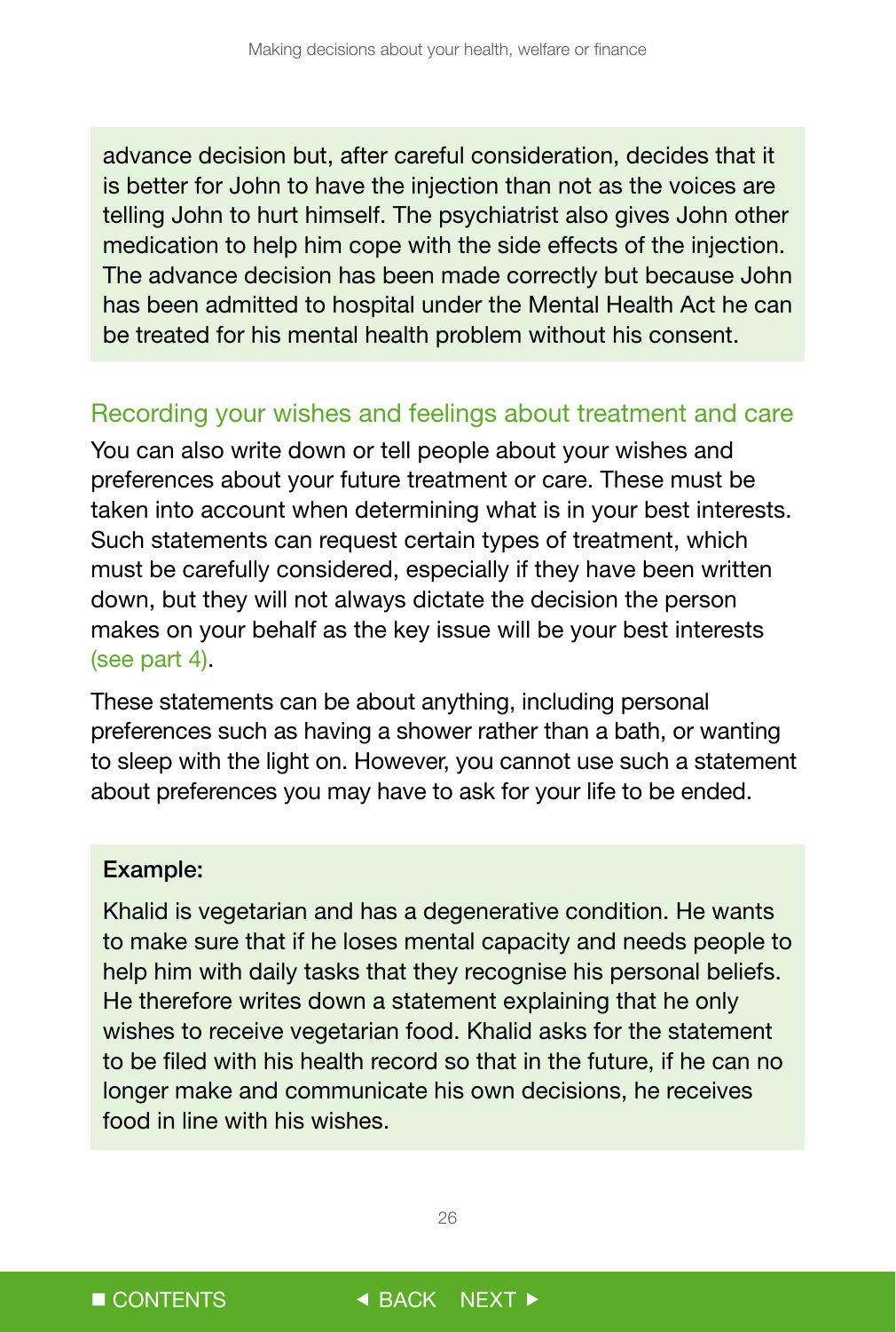advance decision but, after careful consideration, decides that it is better for John to have the injection than not as the voices are telling John to hurt himself. The psychiatrist also gives John other medication to help him cope with the side effects of the injection. The advance decision has been made correctly but because John has been admitted to hospital under the Mental Health Act he can be treated for his mental health problem without his consent.

## Recording your wishes and feelings about treatment and care

You can also write down or tell people about your wishes and preferences about your future treatment or care. These must be taken into account when determining what is in your best interests. Such statements can request certain types of treatment, which must be carefully considered, especially if they have been written down, but they will not always dictate the decision the person makes on your behalf as the key issue will be your best interests (see part 4).

These statements can be about anything, including personal preferences such as having a shower rather than a bath, or wanting to sleep with the light on. However, you cannot use such a statement about preferences you may have to ask for your life to be ended.

**Example:**

Khalid is vegetarian and has a degenerative condition. He wants to make sure that if he loses mental capacity and needs people to help him with daily tasks that they recognise his personal beliefs. He therefore writes down a statement explaining that he only wishes to receive vegetarian food. Khalid asks for the statement to be filed with his health record so that in the future, if he can no longer make and communicate his own decisions, he receives food in line with his wishes.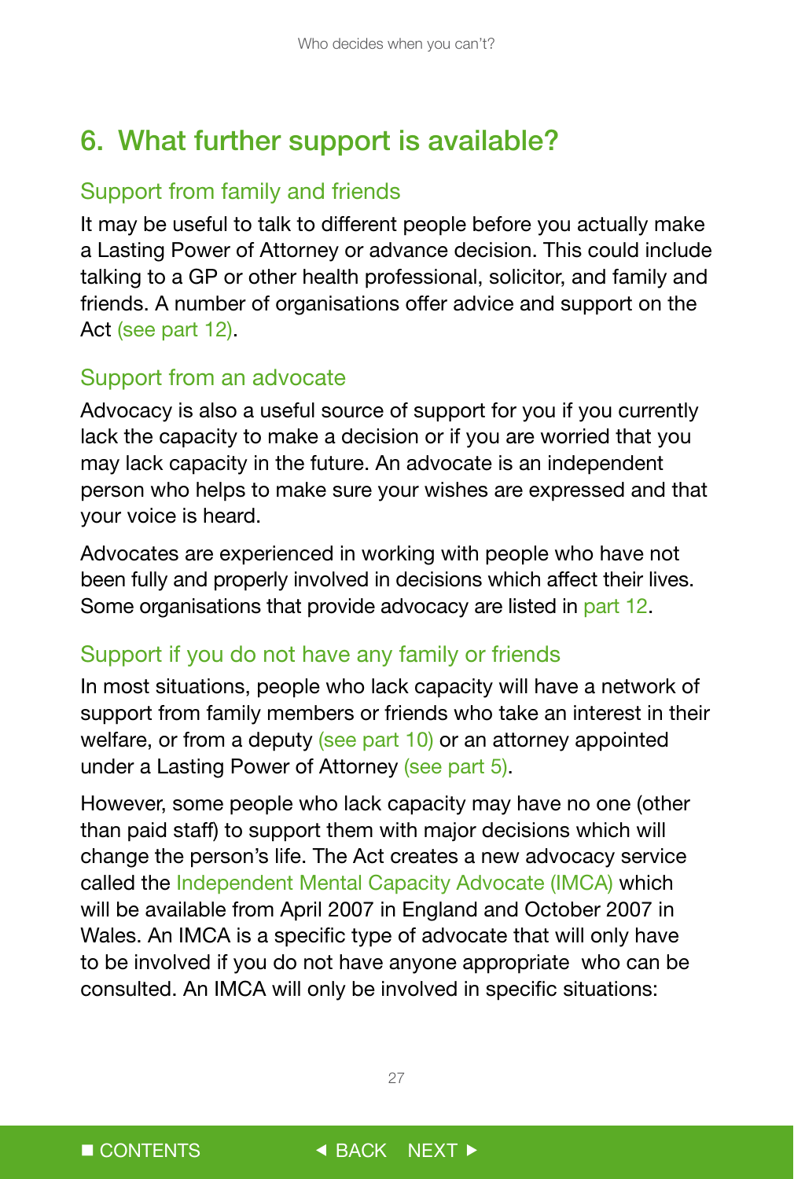## 6. What further support is available?

### Support from family and friends

It may be useful to talk to different people before you actually make a Lasting Power of Attorney or advance decision. This could include talking to a GP or other health professional, solicitor, and family and friends. A number of organisations offer advice and support on the Act (see part 12).

### Support from an advocate

Advocacy is also a useful source of support for you if you currently lack the capacity to make a decision or if you are worried that you may lack capacity in the future. An advocate is an independent person who helps to make sure your wishes are expressed and that your voice is heard.

Advocates are experienced in working with people who have not been fully and properly involved in decisions which affect their lives. Some organisations that provide advocacy are listed in part 12.

### Support if you do not have any family or friends

In most situations, people who lack capacity will have a network of support from family members or friends who take an interest in their welfare, or from a deputy (see part 10) or an attorney appointed under a Lasting Power of Attorney (see part 5).

However, some people who lack capacity may have no one (other than paid staff) to support them with major decisions which will change the person's life. The Act creates a new advocacy service called the Independent Mental Capacity Advocate (IMCA) which will be available from April 2007 in England and October 2007 in Wales. An IMCA is a specific type of advocate that will only have to be involved if you do not have anyone appropriate who can be consulted. An IMCA will only be involved in specific situations: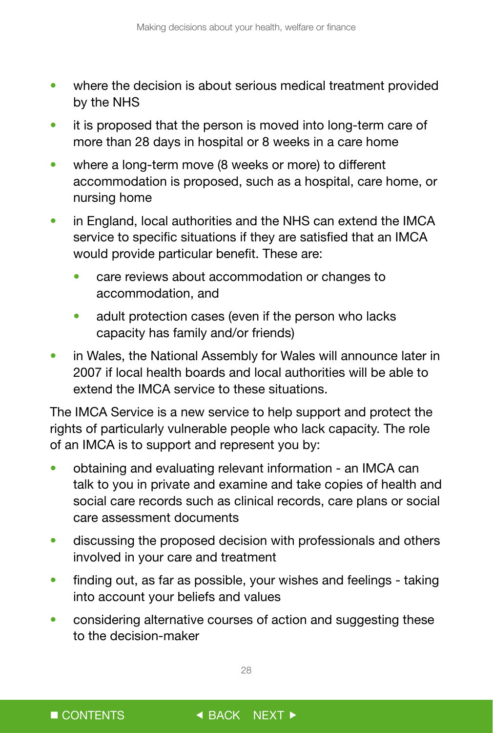- where the decision is about serious medical treatment provided by the NHS
- it is proposed that the person is moved into long-term care of more than 28 days in hospital or 8 weeks in a care home
- where a long-term move (8 weeks or more) to different accommodation is proposed, such as a hospital, care home, or nursing home
- in England, local authorities and the NHS can extend the IMCA service to specific situations if they are satisfied that an IMCA would provide particular benefit. These are:
    - care reviews about accommodation or changes to accommodation, and
    - adult protection cases (even if the person who lacks capacity has family and/or friends)
- in Wales, the National Assembly for Wales will announce later in 2007 if local health boards and local authorities will be able to extend the IMCA service to these situations.

The IMCA Service is a new service to help support and protect the rights of particularly vulnerable people who lack capacity. The role of an IMCA is to support and represent you by:

- obtaining and evaluating relevant information - an IMCA can talk to you in private and examine and take copies of health and social care records such as clinical records, care plans or social care assessment documents
- discussing the proposed decision with professionals and others involved in your care and treatment
- finding out, as far as possible, your wishes and feelings - taking into account your beliefs and values
- considering alternative courses of action and suggesting these to the decision-maker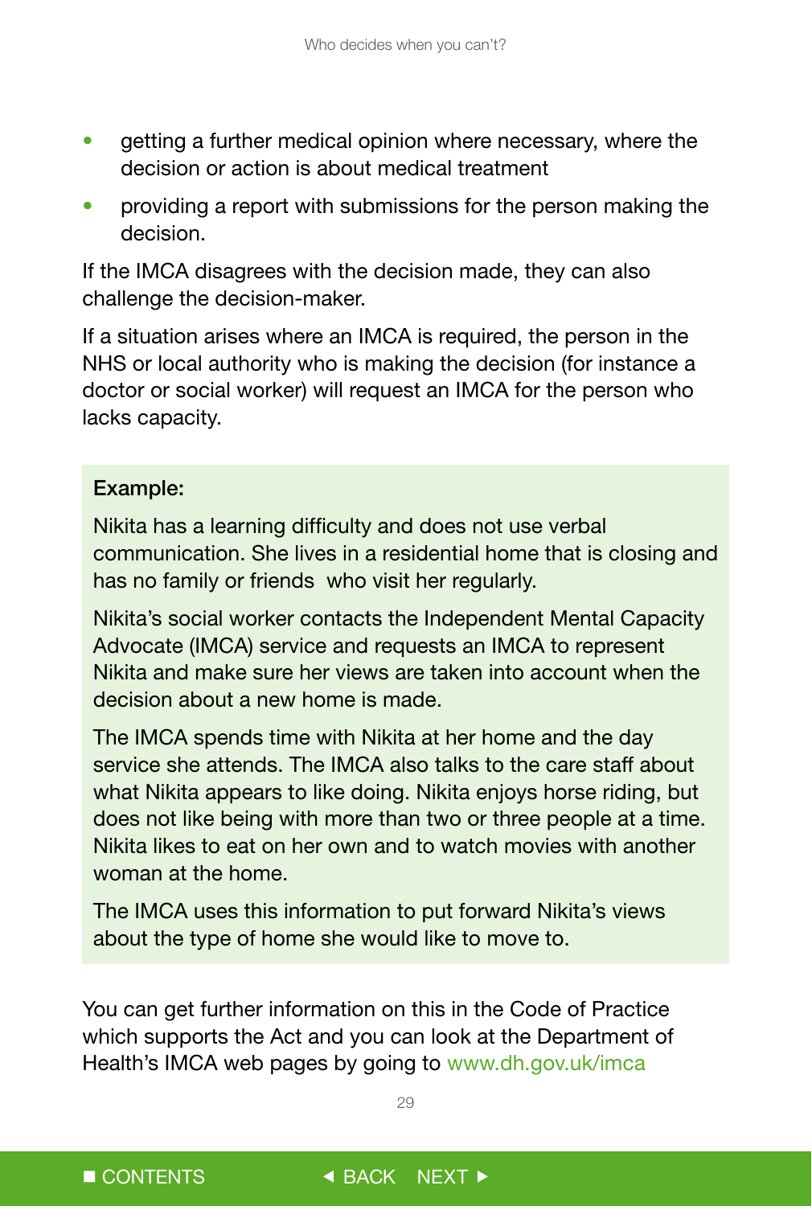- getting a further medical opinion where necessary, where the decision or action is about medical treatment
- providing a report with submissions for the person making the decision.

If the IMCA disagrees with the decision made, they can also challenge the decision-maker.

If a situation arises where an IMCA is required, the person in the NHS or local authority who is making the decision (for instance a doctor or social worker) will request an IMCA for the person who lacks capacity.

**Example:**

Nikita has a learning difficulty and does not use verbal communication. She lives in a residential home that is closing and has no family or friends who visit her regularly.

Nikita's social worker contacts the Independent Mental Capacity Advocate (IMCA) service and requests an IMCA to represent Nikita and make sure her views are taken into account when the decision about a new home is made.

The IMCA spends time with Nikita at her home and the day service she attends. The IMCA also talks to the care staff about what Nikita appears to like doing. Nikita enjoys horse riding, but does not like being with more than two or three people at a time. Nikita likes to eat on her own and to watch movies with another woman at the home.

The IMCA uses this information to put forward Nikita's views about the type of home she would like to move to.

You can get further information on this in the Code of Practice which supports the Act and you can look at the Department of Health's IMCA web pages by going to www.dh.gov.uk/imca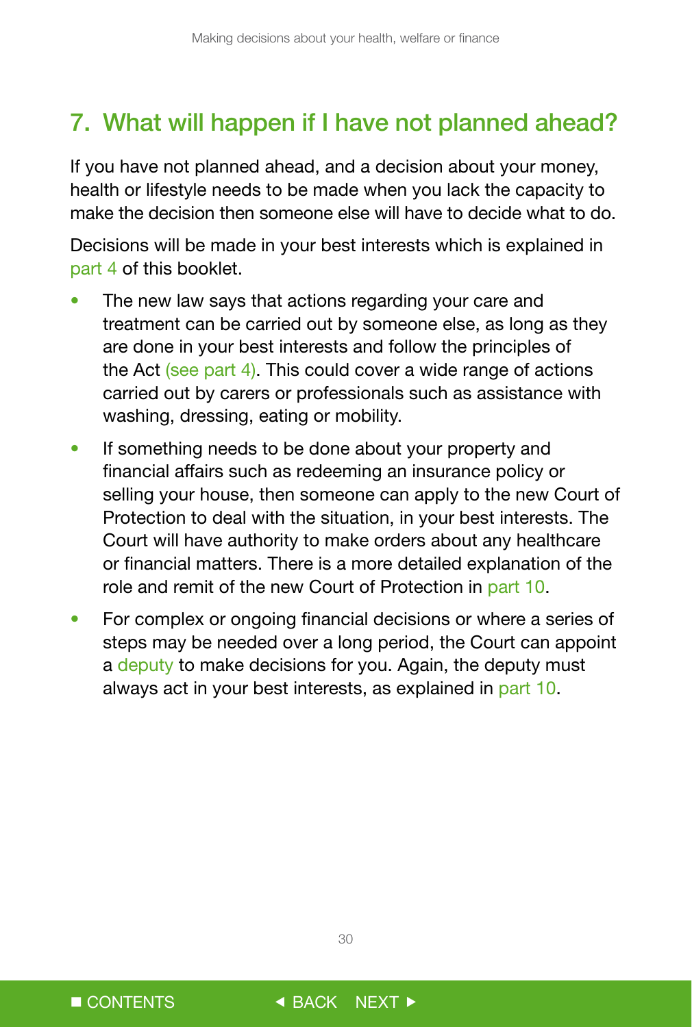## 7. What will happen if I have not planned ahead?

If you have not planned ahead, and a decision about your money, health or lifestyle needs to be made when you lack the capacity to make the decision then someone else will have to decide what to do.

Decisions will be made in your best interests which is explained in part 4 of this booklet.

- The new law says that actions regarding your care and treatment can be carried out by someone else, as long as they are done in your best interests and follow the principles of the Act (see part 4). This could cover a wide range of actions carried out by carers or professionals such as assistance with washing, dressing, eating or mobility.
- If something needs to be done about your property and financial affairs such as redeeming an insurance policy or selling your house, then someone can apply to the new Court of Protection to deal with the situation, in your best interests. The Court will have authority to make orders about any healthcare or financial matters. There is a more detailed explanation of the role and remit of the new Court of Protection in part 10.
- For complex or ongoing financial decisions or where a series of steps may be needed over a long period, the Court can appoint a deputy to make decisions for you. Again, the deputy must always act in your best interests, as explained in part 10.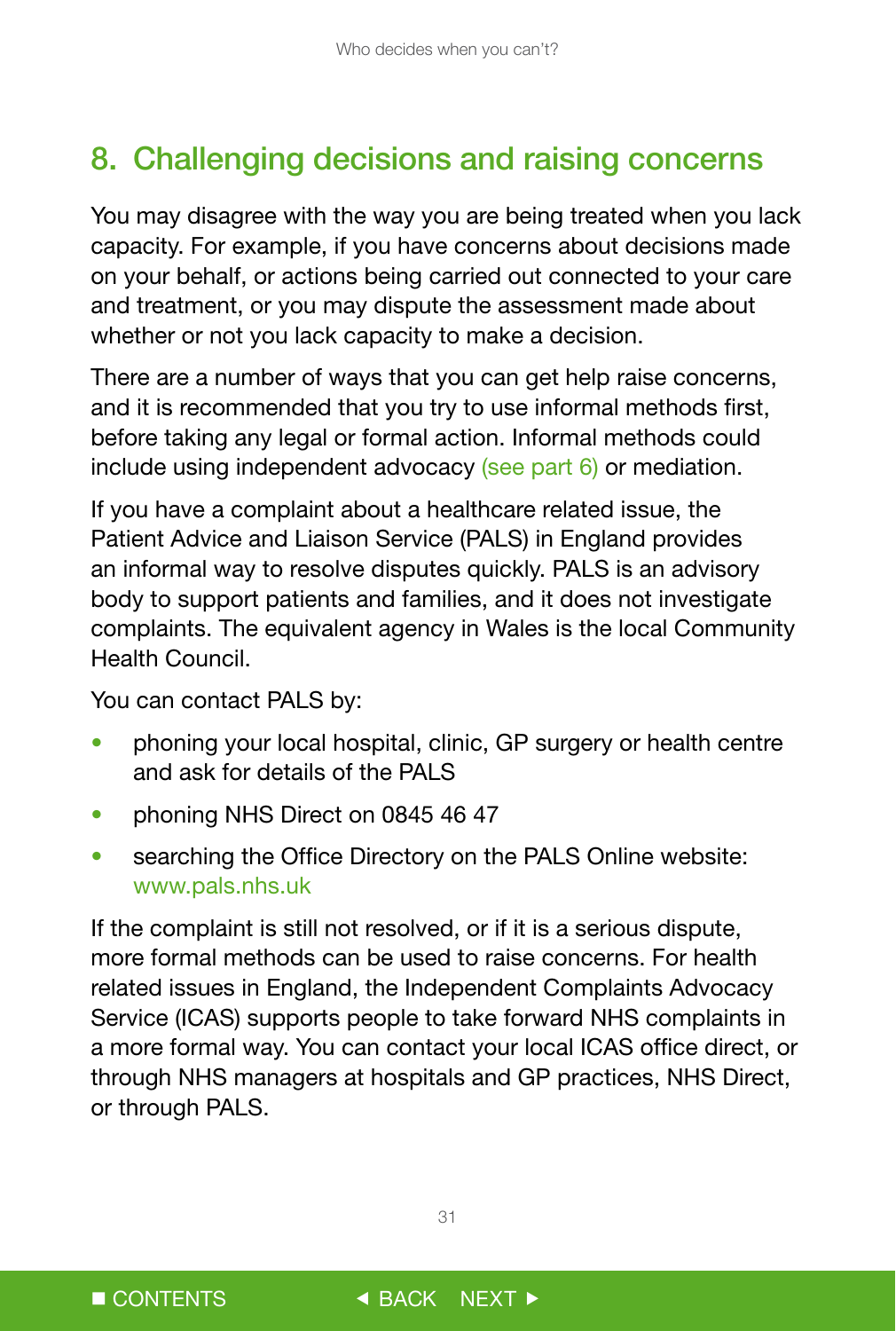## 8. Challenging decisions and raising concerns

You may disagree with the way you are being treated when you lack capacity. For example, if you have concerns about decisions made on your behalf, or actions being carried out connected to your care and treatment, or you may dispute the assessment made about whether or not you lack capacity to make a decision.

There are a number of ways that you can get help raise concerns, and it is recommended that you try to use informal methods first, before taking any legal or formal action. Informal methods could include using independent advocacy (see part 6) or mediation.

If you have a complaint about a healthcare related issue, the Patient Advice and Liaison Service (PALS) in England provides an informal way to resolve disputes quickly. PALS is an advisory body to support patients and families, and it does not investigate complaints. The equivalent agency in Wales is the local Community Health Council.

You can contact PALS by:

- phoning your local hospital, clinic, GP surgery or health centre and ask for details of the PALS
- phoning NHS Direct on 0845 46 47
- searching the Office Directory on the PALS Online website: www.pals.nhs.uk

If the complaint is still not resolved, or if it is a serious dispute, more formal methods can be used to raise concerns. For health related issues in England, the Independent Complaints Advocacy Service (ICAS) supports people to take forward NHS complaints in a more formal way. You can contact your local ICAS office direct, or through NHS managers at hospitals and GP practices, NHS Direct, or through PALS.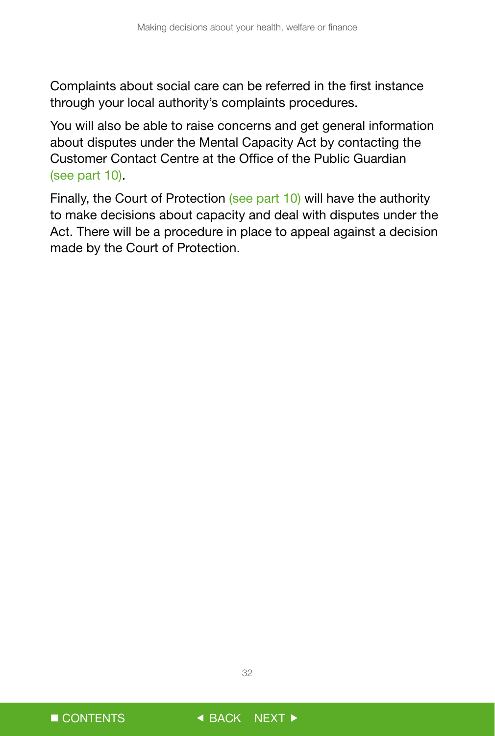Complaints about social care can be referred in the first instance through your local authority's complaints procedures.

You will also be able to raise concerns and get general information about disputes under the Mental Capacity Act by contacting the Customer Contact Centre at the Office of the Public Guardian (see part 10).

Finally, the Court of Protection (see part 10) will have the authority to make decisions about capacity and deal with disputes under the Act. There will be a procedure in place to appeal against a decision made by the Court of Protection.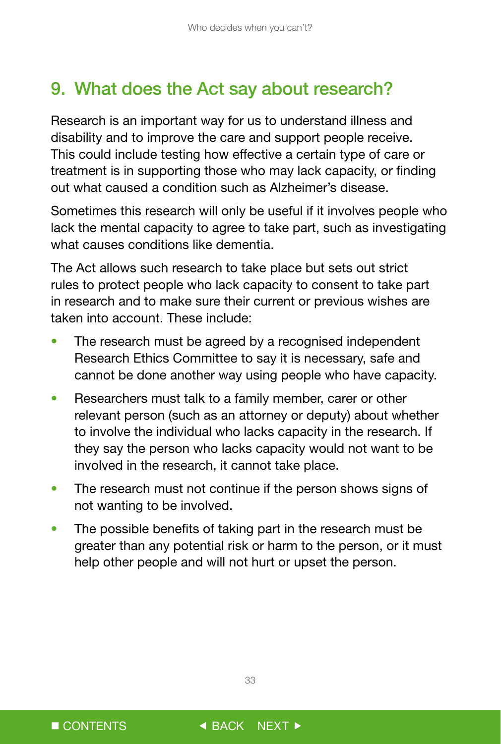## 9. What does the Act say about research?

Research is an important way for us to understand illness and disability and to improve the care and support people receive. This could include testing how effective a certain type of care or treatment is in supporting those who may lack capacity, or finding out what caused a condition such as Alzheimer's disease.

Sometimes this research will only be useful if it involves people who lack the mental capacity to agree to take part, such as investigating what causes conditions like dementia.

The Act allows such research to take place but sets out strict rules to protect people who lack capacity to consent to take part in research and to make sure their current or previous wishes are taken into account. These include:

- The research must be agreed by a recognised independent Research Ethics Committee to say it is necessary, safe and cannot be done another way using people who have capacity.
- Researchers must talk to a family member, carer or other relevant person (such as an attorney or deputy) about whether to involve the individual who lacks capacity in the research. If they say the person who lacks capacity would not want to be involved in the research, it cannot take place.
- The research must not continue if the person shows signs of not wanting to be involved.
- The possible benefits of taking part in the research must be greater than any potential risk or harm to the person, or it must help other people and will not hurt or upset the person.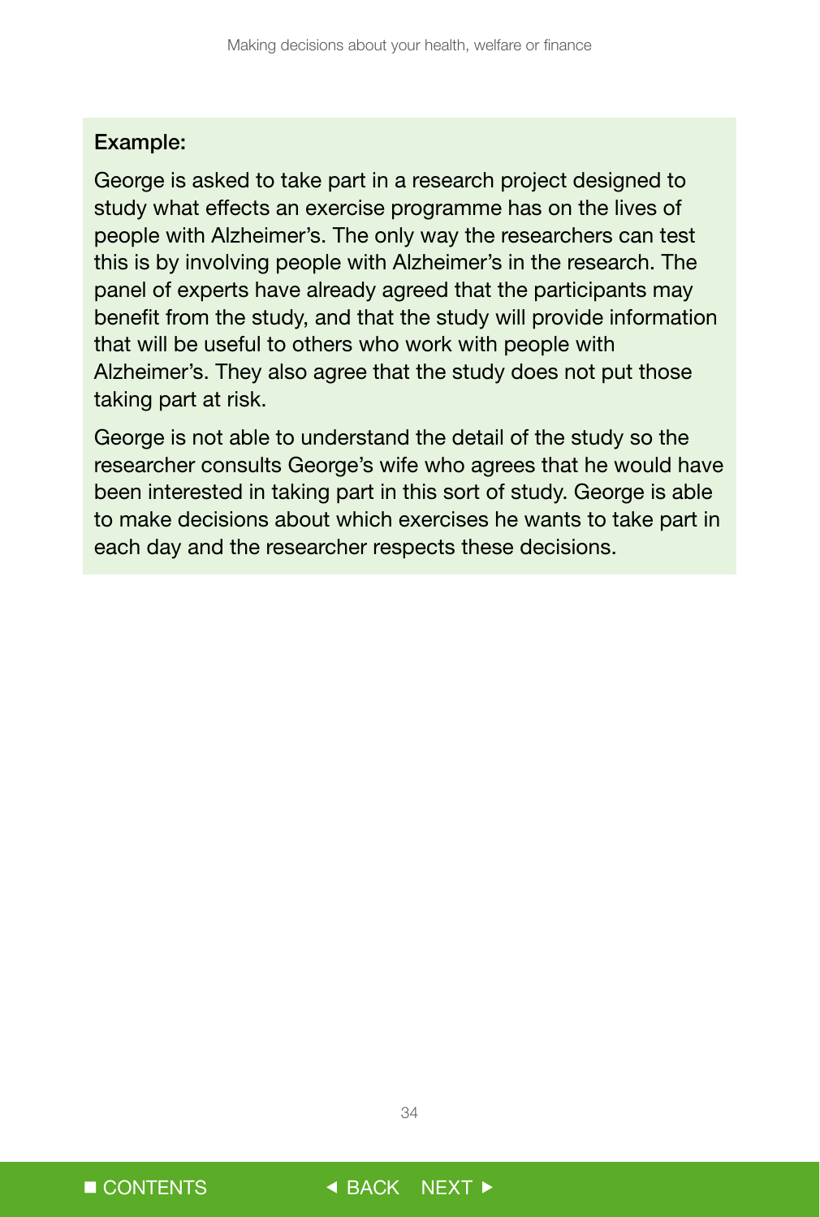**Example:**

George is asked to take part in a research project designed to study what effects an exercise programme has on the lives of people with Alzheimer's. The only way the researchers can test this is by involving people with Alzheimer's in the research. The panel of experts have already agreed that the participants may benefit from the study, and that the study will provide information that will be useful to others who work with people with Alzheimer's. They also agree that the study does not put those taking part at risk.

George is not able to understand the detail of the study so the researcher consults George's wife who agrees that he would have been interested in taking part in this sort of study. George is able to make decisions about which exercises he wants to take part in each day and the researcher respects these decisions.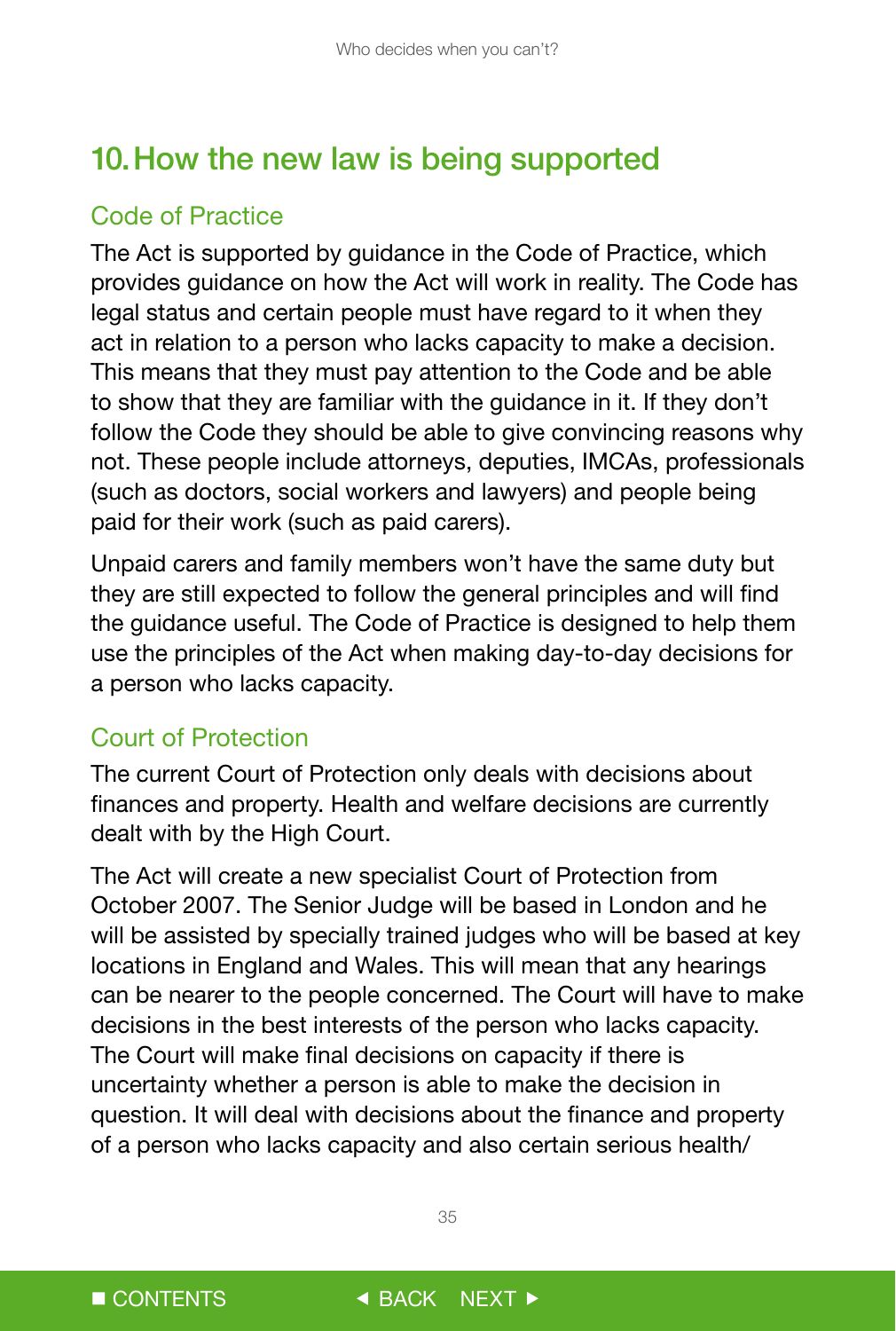## 10. How the new law is being supported

### Code of Practice

The Act is supported by guidance in the Code of Practice, which provides guidance on how the Act will work in reality. The Code has legal status and certain people must have regard to it when they act in relation to a person who lacks capacity to make a decision. This means that they must pay attention to the Code and be able to show that they are familiar with the guidance in it. If they don't follow the Code they should be able to give convincing reasons why not. These people include attorneys, deputies, IMCAs, professionals (such as doctors, social workers and lawyers) and people being paid for their work (such as paid carers).

Unpaid carers and family members won't have the same duty but they are still expected to follow the general principles and will find the guidance useful. The Code of Practice is designed to help them use the principles of the Act when making day-to-day decisions for a person who lacks capacity.

### Court of Protection

The current Court of Protection only deals with decisions about finances and property. Health and welfare decisions are currently dealt with by the High Court.

The Act will create a new specialist Court of Protection from October 2007. The Senior Judge will be based in London and he will be assisted by specially trained judges who will be based at key locations in England and Wales. This will mean that any hearings can be nearer to the people concerned. The Court will have to make decisions in the best interests of the person who lacks capacity. The Court will make final decisions on capacity if there is uncertainty whether a person is able to make the decision in question. It will deal with decisions about the finance and property of a person who lacks capacity and also certain serious health/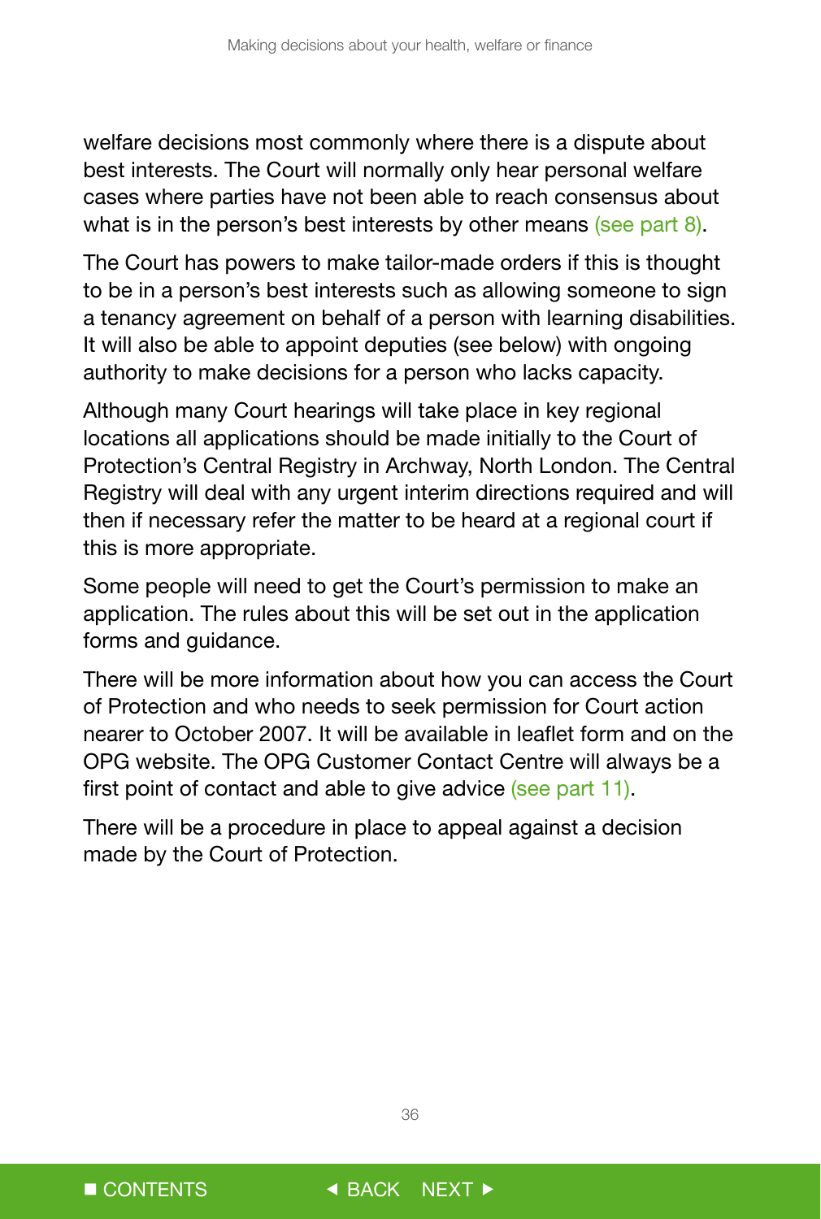welfare decisions most commonly where there is a dispute about best interests. The Court will normally only hear personal welfare cases where parties have not been able to reach consensus about what is in the person's best interests by other means (see part 8).

The Court has powers to make tailor-made orders if this is thought to be in a person's best interests such as allowing someone to sign a tenancy agreement on behalf of a person with learning disabilities. It will also be able to appoint deputies (see below) with ongoing authority to make decisions for a person who lacks capacity.

Although many Court hearings will take place in key regional locations all applications should be made initially to the Court of Protection's Central Registry in Archway, North London. The Central Registry will deal with any urgent interim directions required and will then if necessary refer the matter to be heard at a regional court if this is more appropriate.

Some people will need to get the Court's permission to make an application. The rules about this will be set out in the application forms and guidance.

There will be more information about how you can access the Court of Protection and who needs to seek permission for Court action nearer to October 2007. It will be available in leaflet form and on the OPG website. The OPG Customer Contact Centre will always be a first point of contact and able to give advice (see part 11).

There will be a procedure in place to appeal against a decision made by the Court of Protection.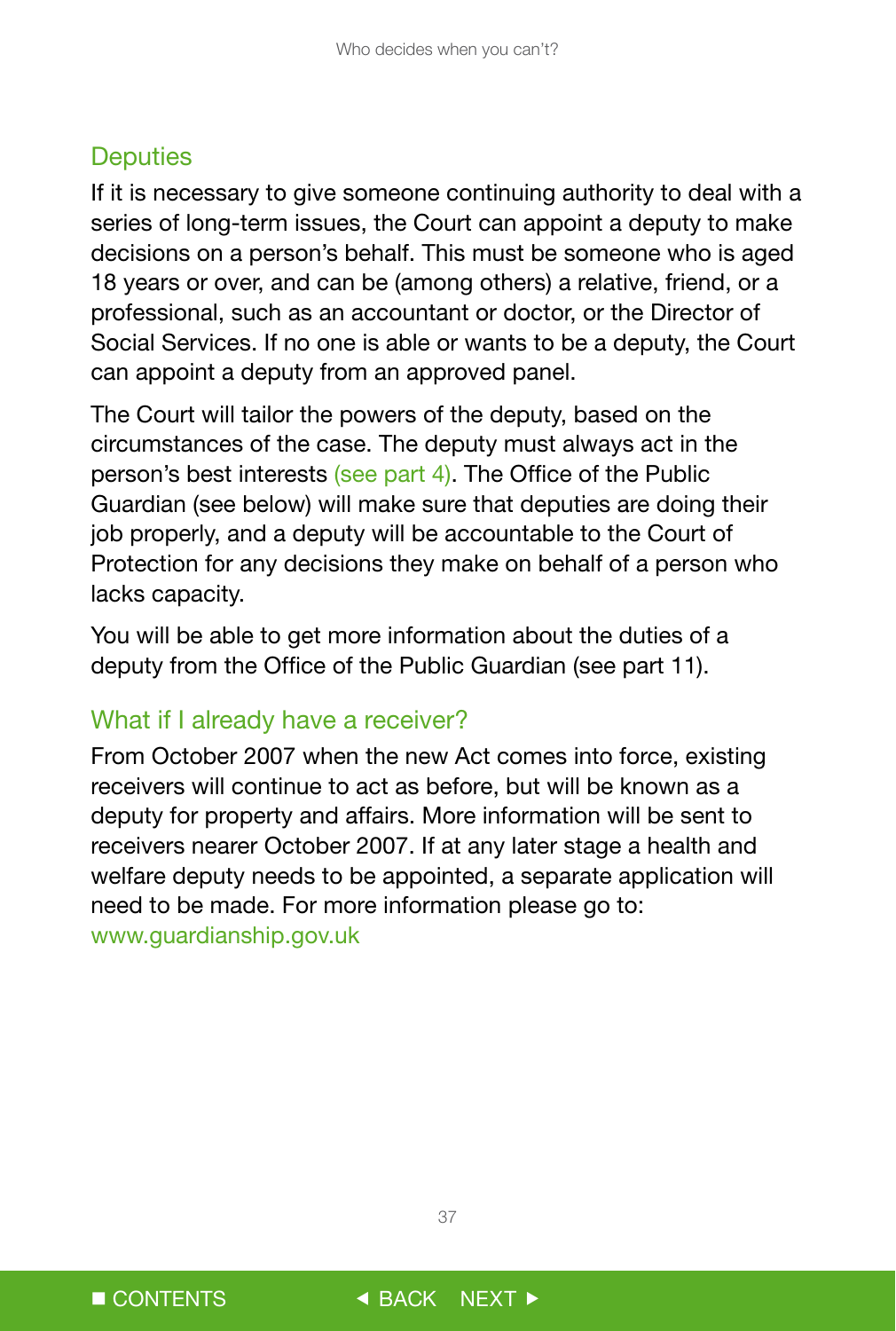## Deputies

If it is necessary to give someone continuing authority to deal with a series of long-term issues, the Court can appoint a deputy to make decisions on a person's behalf. This must be someone who is aged 18 years or over, and can be (among others) a relative, friend, or a professional, such as an accountant or doctor, or the Director of Social Services. If no one is able or wants to be a deputy, the Court can appoint a deputy from an approved panel.

The Court will tailor the powers of the deputy, based on the circumstances of the case. The deputy must always act in the person's best interests (see part 4). The Office of the Public Guardian (see below) will make sure that deputies are doing their job properly, and a deputy will be accountable to the Court of Protection for any decisions they make on behalf of a person who lacks capacity.

You will be able to get more information about the duties of a deputy from the Office of the Public Guardian (see part 11).

## What if I already have a receiver?

From October 2007 when the new Act comes into force, existing receivers will continue to act as before, but will be known as a deputy for property and affairs. More information will be sent to receivers nearer October 2007. If at any later stage a health and welfare deputy needs to be appointed, a separate application will need to be made. For more information please go to: www.guardianship.gov.uk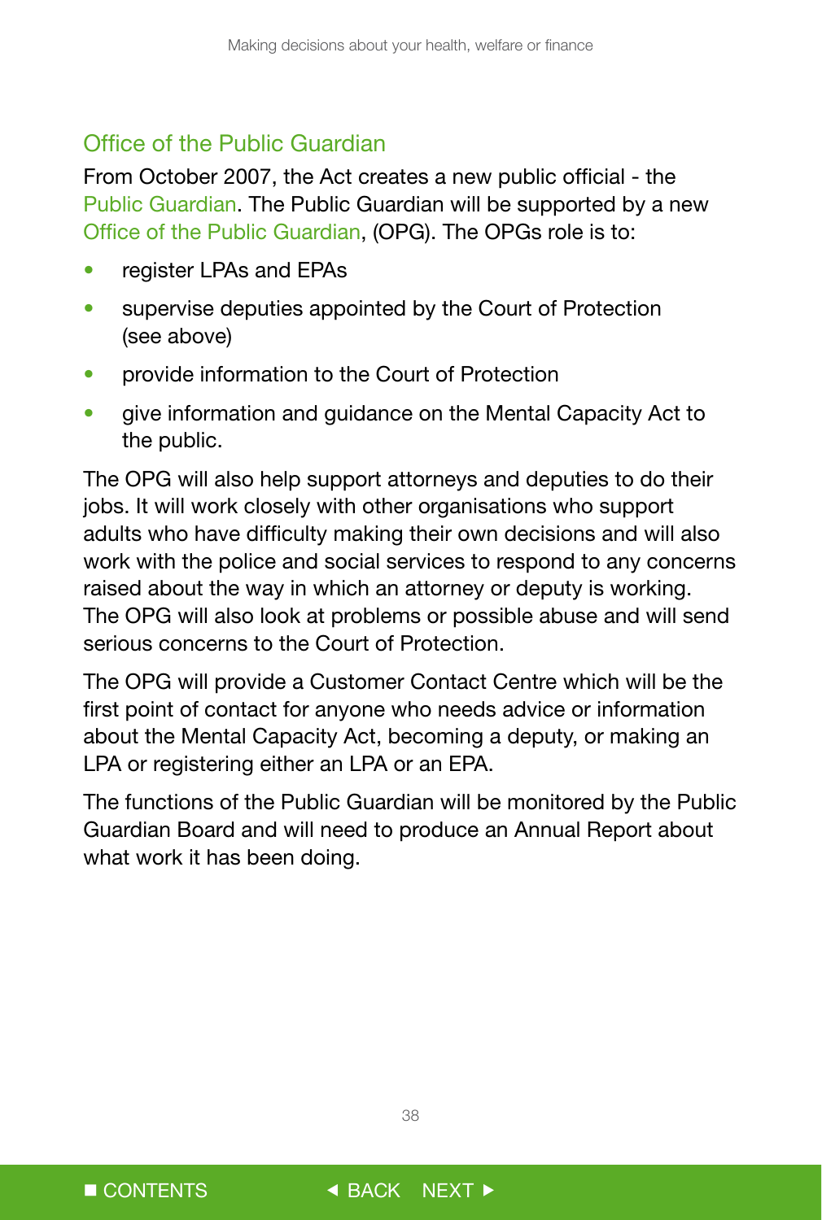## Office of the Public Guardian

From October 2007, the Act creates a new public official - the Public Guardian. The Public Guardian will be supported by a new Office of the Public Guardian, (OPG). The OPGs role is to:

- register LPAs and EPAs
- supervise deputies appointed by the Court of Protection (see above)
- provide information to the Court of Protection
- give information and guidance on the Mental Capacity Act to the public.

The OPG will also help support attorneys and deputies to do their jobs. It will work closely with other organisations who support adults who have difficulty making their own decisions and will also work with the police and social services to respond to any concerns raised about the way in which an attorney or deputy is working. The OPG will also look at problems or possible abuse and will send serious concerns to the Court of Protection.

The OPG will provide a Customer Contact Centre which will be the first point of contact for anyone who needs advice or information about the Mental Capacity Act, becoming a deputy, or making an LPA or registering either an LPA or an EPA.

The functions of the Public Guardian will be monitored by the Public Guardian Board and will need to produce an Annual Report about what work it has been doing.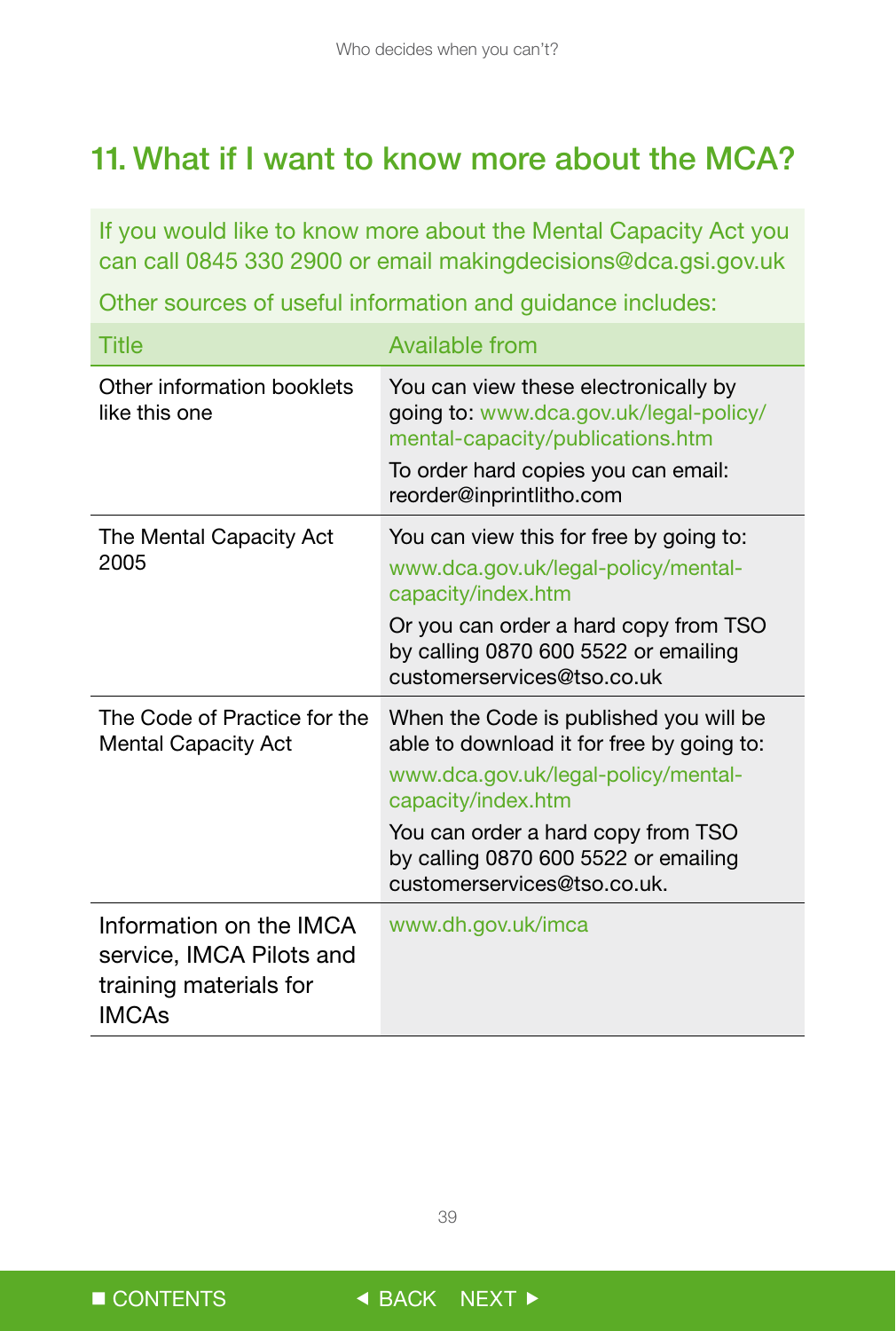## 11. What if I want to know more about the MCA?

If you would like to know more about the Mental Capacity Act you can call 0845 330 2900 or email makingdecisions@dca.gsi.gov.uk

Other sources of useful information and guidance includes:

| Title | Available from |
|---|---|
| Other information booklets like this one | You can view these electronically by going to: www.dca.gov.uk/legal-policy/mental-capacity/publications.htm<br>To order hard copies you can email: reorder@inprintlitho.com |
| The Mental Capacity Act 2005 | You can view this for free by going to: www.dca.gov.uk/legal-policy/mental-capacity/index.htm<br>Or you can order a hard copy from TSO by calling 0870 600 5522 or emailing customerservices@tso.co.uk |
| The Code of Practice for the Mental Capacity Act | When the Code is published you will be able to download it for free by going to: www.dca.gov.uk/legal-policy/mental-capacity/index.htm<br>You can order a hard copy from TSO by calling 0870 600 5522 or emailing customerservices@tso.co.uk. |
| Information on the IMCA service, IMCA Pilots and training materials for IMCAs | www.dh.gov.uk/imca |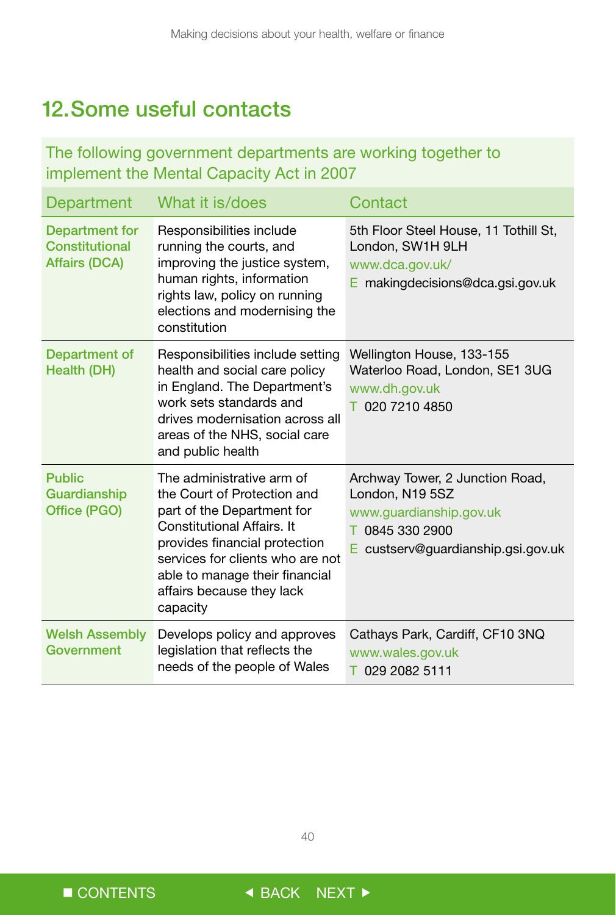## 12. Some useful contacts

The following government departments are working together to implement the Mental Capacity Act in 2007

| Department | What it is/does | Contact |
|---|---|---|
| **Department for Constitutional Affairs (DCA)** | Responsibilities include running the courts, and improving the justice system, human rights, information rights law, policy on running elections and modernising the constitution | 5th Floor Steel House, 11 Tothill St, London, SW1H 9LH<br>www.dca.gov.uk/<br>E makingdecisions@dca.gsi.gov.uk |
| **Department of Health (DH)** | Responsibilities include setting health and social care policy in England. The Department's work sets standards and drives modernisation across all areas of the NHS, social care and public health | Wellington House, 133-155 Waterloo Road, London, SE1 3UG<br>www.dh.gov.uk<br>T 020 7210 4850 |
| **Public Guardianship Office (PGO)** | The administrative arm of the Court of Protection and part of the Department for Constitutional Affairs. It provides financial protection services for clients who are not able to manage their financial affairs because they lack capacity | Archway Tower, 2 Junction Road, London, N19 5SZ<br>www.guardianship.gov.uk<br>T 0845 330 2900<br>E custserv@guardianship.gsi.gov.uk |
| **Welsh Assembly Government** | Develops policy and approves legislation that reflects the needs of the people of Wales | Cathays Park, Cardiff, CF10 3NQ<br>www.wales.gov.uk<br>T 029 2082 5111 |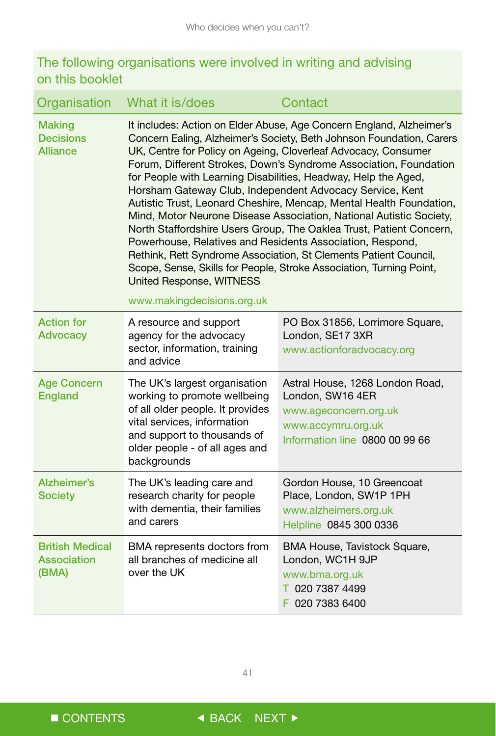## The following organisations were involved in writing and advising on this booklet

| Organisation | What it is/does | Contact |
|---|---|---|
| **Making Decisions Alliance** | It includes: Action on Elder Abuse, Age Concern England, Alzheimer's Concern Ealing, Alzheimer's Society, Beth Johnson Foundation, Carers UK, Centre for Policy on Ageing, Cloverleaf Advocacy, Consumer Forum, Different Strokes, Down's Syndrome Association, Foundation for People with Learning Disabilities, Headway, Help the Aged, Horsham Gateway Club, Independent Advocacy Service, Kent Autistic Trust, Leonard Cheshire, Mencap, Mental Health Foundation, Mind, Motor Neurone Disease Association, National Autistic Society, North Staffordshire Users Group, The Oaklea Trust, Patient Concern, Powerhouse, Relatives and Residents Association, Respond, Rethink, Rett Syndrome Association, St Clements Patient Council, Scope, Sense, Skills for People, Stroke Association, Turning Point, United Response, WITNESS<br><br>www.makingdecisions.org.uk | |
| **Action for Advocacy** | A resource and support agency for the advocacy sector, information, training and advice | PO Box 31856, Lorrimore Square, London, SE17 3XR<br>www.actionforadvocacy.org |
| **Age Concern England** | The UK's largest organisation working to promote wellbeing of all older people. It provides vital services, information and support to thousands of older people - of all ages and backgrounds | Astral House, 1268 London Road, London, SW16 4ER<br>www.ageconcern.org.uk<br>www.accymru.org.uk<br>Information line 0800 00 99 66 |
| **Alzheimer's Society** | The UK's leading care and research charity for people with dementia, their families and carers | Gordon House, 10 Greencoat Place, London, SW1P 1PH<br>www.alzheimers.org.uk<br>Helpline 0845 300 0336 |
| **British Medical Association (BMA)** | BMA represents doctors from all branches of medicine all over the UK | BMA House, Tavistock Square, London, WC1H 9JP<br>www.bma.org.uk<br>T 020 7387 4499<br>F 020 7383 6400 |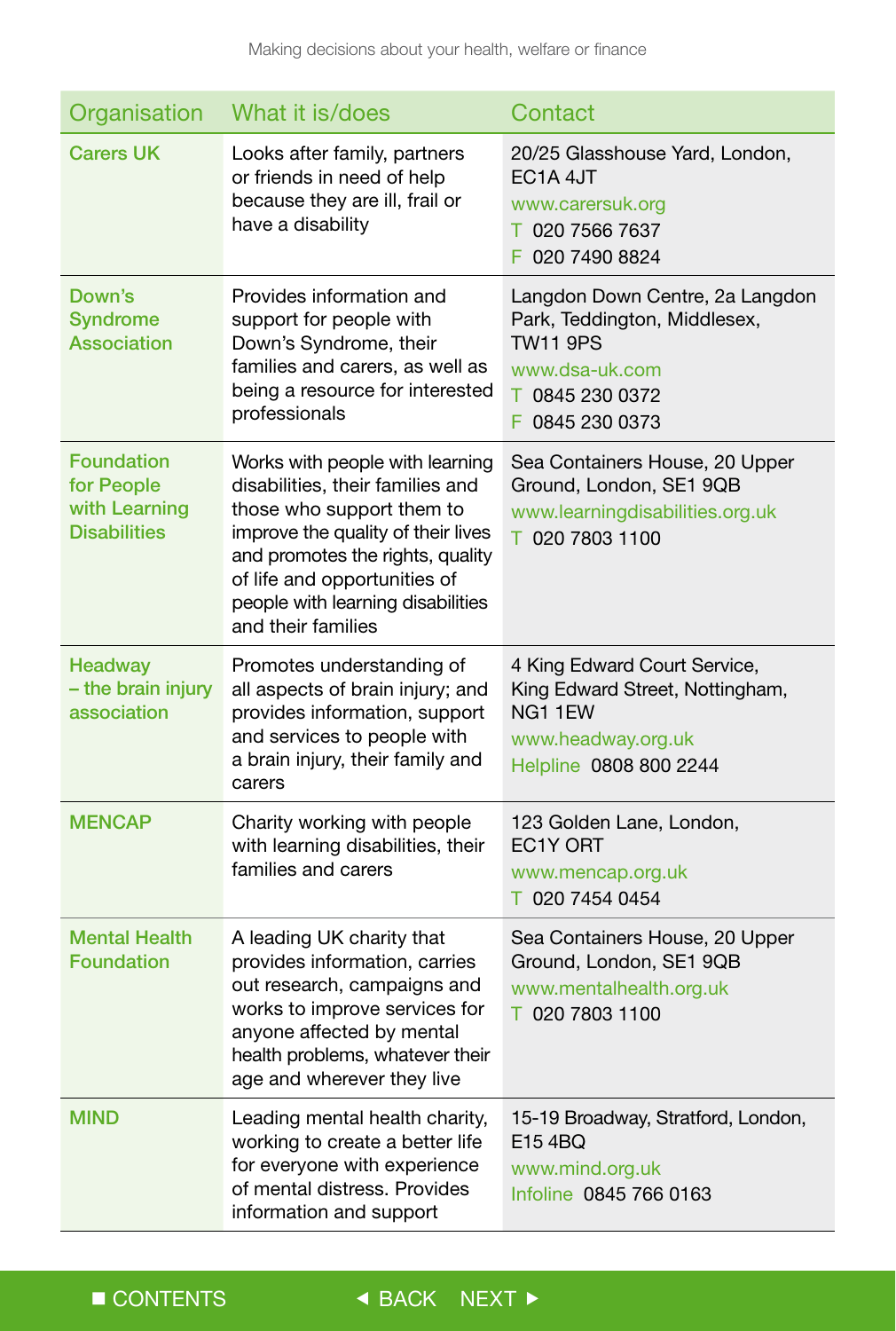| Organisation | What it is/does | Contact |
| --- | --- | --- |
| Carers UK | Looks after family, partners or friends in need of help because they are ill, frail or have a disability | 20/25 Glasshouse Yard, London, EC1A 4JT<br>www.carersuk.org<br>T 020 7566 7637<br>F 020 7490 8824 |
| Down's Syndrome Association | Provides information and support for people with Down's Syndrome, their families and carers, as well as being a resource for interested professionals | Langdon Down Centre, 2a Langdon Park, Teddington, Middlesex, TW11 9PS<br>www.dsa-uk.com<br>T 0845 230 0372<br>F 0845 230 0373 |
| Foundation for People with Learning Disabilities | Works with people with learning disabilities, their families and those who support them to improve the quality of their lives and promotes the rights, quality of life and opportunities of people with learning disabilities and their families | Sea Containers House, 20 Upper Ground, London, SE1 9QB<br>www.learningdisabilities.org.uk<br>T 020 7803 1100 |
| Headway – the brain injury association | Promotes understanding of all aspects of brain injury; and provides information, support and services to people with a brain injury, their family and carers | 4 King Edward Court Service, King Edward Street, Nottingham, NG1 1EW<br>www.headway.org.uk<br>Helpline 0808 800 2244 |
| MENCAP | Charity working with people with learning disabilities, their families and carers | 123 Golden Lane, London, EC1Y ORT<br>www.mencap.org.uk<br>T 020 7454 0454 |
| Mental Health Foundation | A leading UK charity that provides information, carries out research, campaigns and works to improve services for anyone affected by mental health problems, whatever their age and wherever they live | Sea Containers House, 20 Upper Ground, London, SE1 9QB<br>www.mentalhealth.org.uk<br>T 020 7803 1100 |
| MIND | Leading mental health charity, working to create a better life for everyone with experience of mental distress. Provides information and support | 15-19 Broadway, Stratford, London, E15 4BQ<br>www.mind.org.uk<br>Infoline 0845 766 0163 |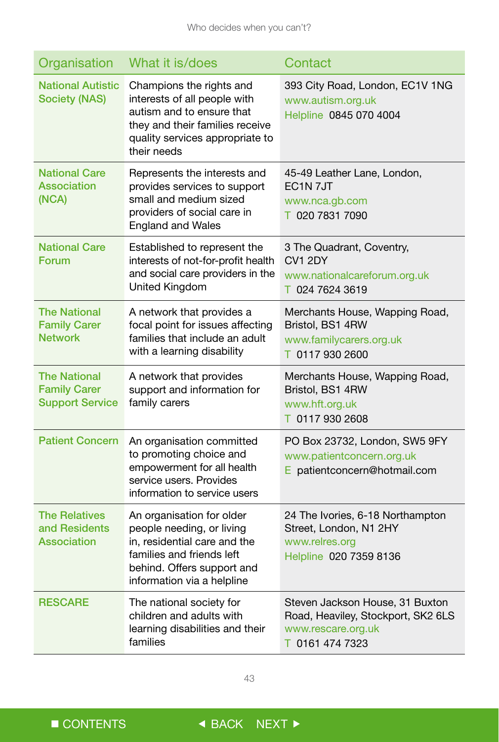| Organisation | What it is/does | Contact |
|---|---|---|
| National Autistic Society (NAS) | Champions the rights and interests of all people with autism and to ensure that they and their families receive quality services appropriate to their needs | 393 City Road, London, EC1V 1NG<br>www.autism.org.uk<br>Helpline 0845 070 4004 |
| National Care Association (NCA) | Represents the interests and provides services to support small and medium sized providers of social care in England and Wales | 45-49 Leather Lane, London, EC1N 7JT<br>www.nca.gb.com<br>T 020 7831 7090 |
| National Care Forum | Established to represent the interests of not-for-profit health and social care providers in the United Kingdom | 3 The Quadrant, Coventry, CV1 2DY<br>www.nationalcareforum.org.uk<br>T 024 7624 3619 |
| The National Family Carer Network | A network that provides a focal point for issues affecting families that include an adult with a learning disability | Merchants House, Wapping Road, Bristol, BS1 4RW<br>www.familycarers.org.uk<br>T 0117 930 2600 |
| The National Family Carer Support Service | A network that provides support and information for family carers | Merchants House, Wapping Road, Bristol, BS1 4RW<br>www.hft.org.uk<br>T 0117 930 2608 |
| Patient Concern | An organisation committed to promoting choice and empowerment for all health service users. Provides information to service users | PO Box 23732, London, SW5 9FY<br>www.patientconcern.org.uk<br>E patientconcern@hotmail.com |
| The Relatives and Residents Association | An organisation for older people needing, or living in, residential care and the families and friends left behind. Offers support and information via a helpline | 24 The Ivories, 6-18 Northampton Street, London, N1 2HY<br>www.relres.org<br>Helpline 020 7359 8136 |
| RESCARE | The national society for children and adults with learning disabilities and their families | Steven Jackson House, 31 Buxton Road, Heaviley, Stockport, SK2 6LS<br>www.rescare.org.uk<br>T 0161 474 7323 |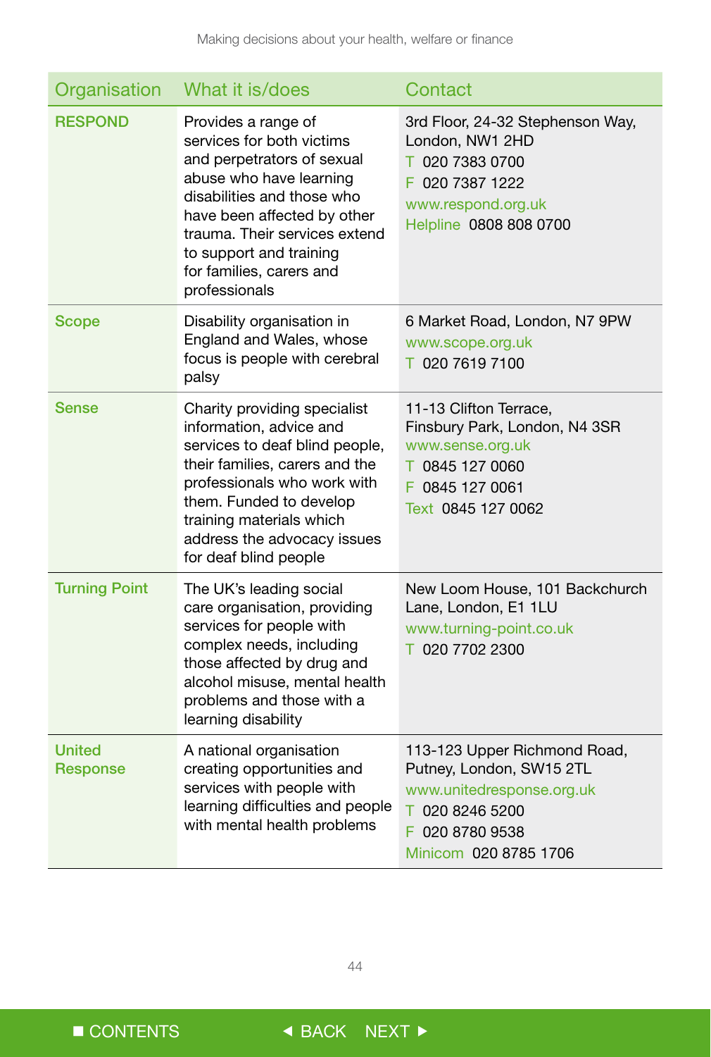| Organisation | What it is/does | Contact |
|---|---|---|
| **RESPOND** | Provides a range of services for both victims and perpetrators of sexual abuse who have learning disabilities and those who have been affected by other trauma. Their services extend to support and training for families, carers and professionals | 3rd Floor, 24-32 Stephenson Way, London, NW1 2HD<br>T 020 7383 0700<br>F 020 7387 1222<br>www.respond.org.uk<br>Helpline 0808 808 0700 |
| **Scope** | Disability organisation in England and Wales, whose focus is people with cerebral palsy | 6 Market Road, London, N7 9PW<br>www.scope.org.uk<br>T 020 7619 7100 |
| **Sense** | Charity providing specialist information, advice and services to deaf blind people, their families, carers and the professionals who work with them. Funded to develop training materials which address the advocacy issues for deaf blind people | 11-13 Clifton Terrace, Finsbury Park, London, N4 3SR<br>www.sense.org.uk<br>T 0845 127 0060<br>F 0845 127 0061<br>Text 0845 127 0062 |
| **Turning Point** | The UK's leading social care organisation, providing services for people with complex needs, including those affected by drug and alcohol misuse, mental health problems and those with a learning disability | New Loom House, 101 Backchurch Lane, London, E1 1LU<br>www.turning-point.co.uk<br>T 020 7702 2300 |
| **United Response** | A national organisation creating opportunities and services with people with learning difficulties and people with mental health problems | 113-123 Upper Richmond Road, Putney, London, SW15 2TL<br>www.unitedresponse.org.uk<br>T 020 8246 5200<br>F 020 8780 9538<br>Minicom 020 8785 1706 |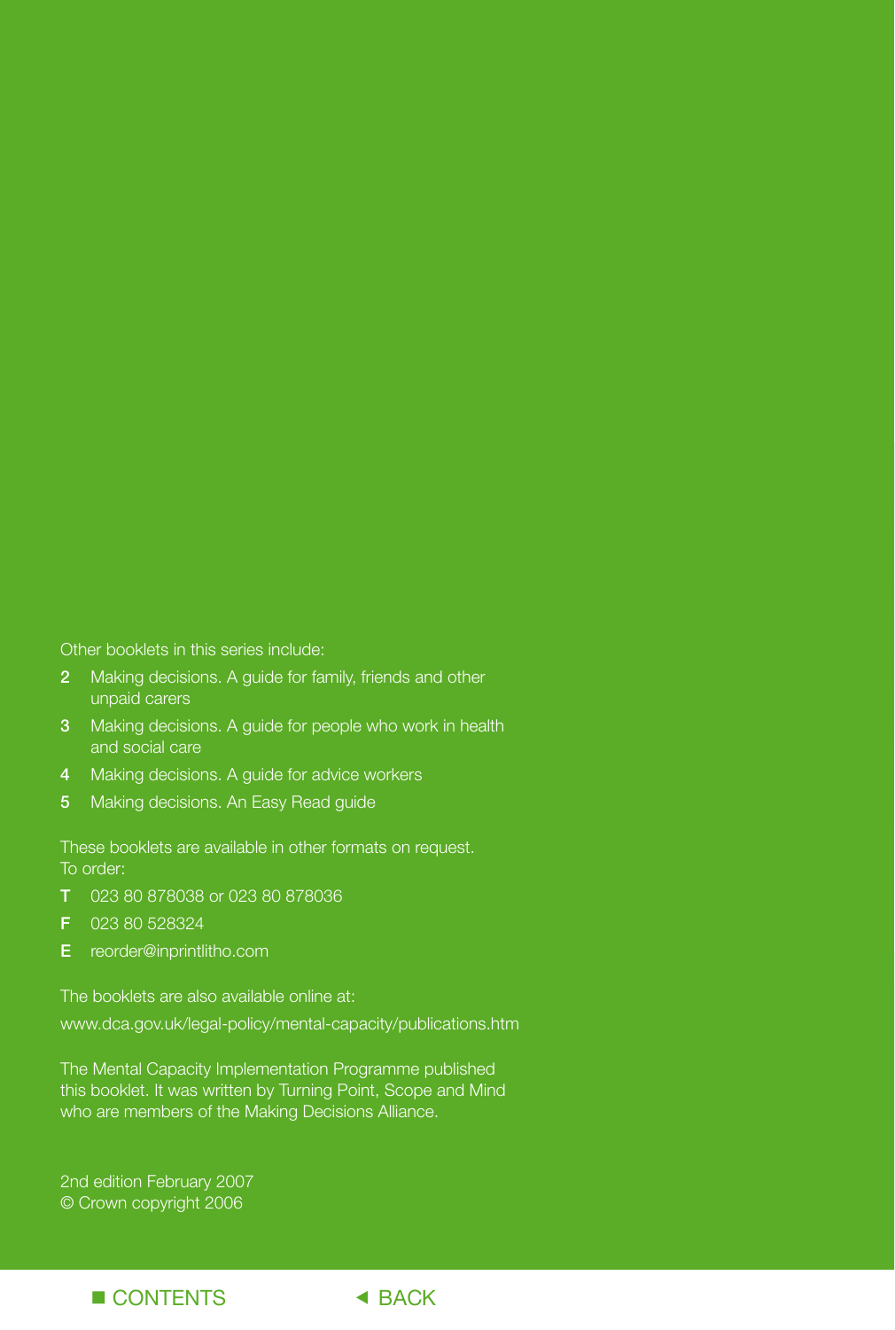Other booklets in this series include:

2 Making decisions. A guide for family, friends and other unpaid carers

3 Making decisions. A guide for people who work in health and social care

4 Making decisions. A guide for advice workers

5 Making decisions. An Easy Read guide

These booklets are available in other formats on request. To order:

**T** 023 80 878038 or 023 80 878036

**F** 023 80 528324

**E** reorder@inprintlitho.com

The booklets are also available online at:

www.dca.gov.uk/legal-policy/mental-capacity/publications.htm

The Mental Capacity Implementation Programme published this booklet. It was written by Turning Point, Scope and Mind who are members of the Making Decisions Alliance.

2nd edition February 2007
© Crown copyright 2006

■ CONTENTS ◄ BACK